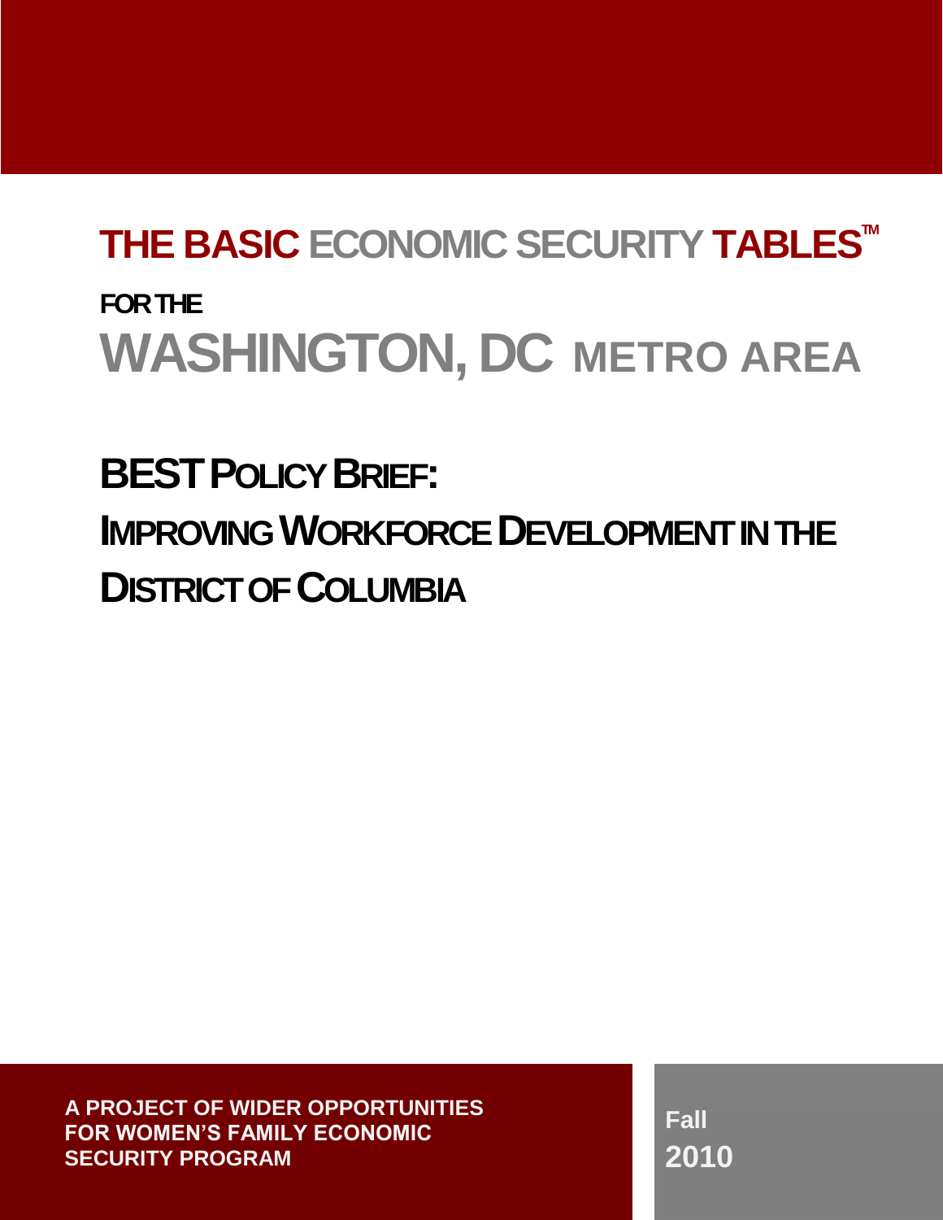# THE BASIC ECONOMIC SECURITY TABLES™

**FOR THE**

# WASHINGTON, DC METRO AREA

## BEST POLICY BRIEF:

## IMPROVING WORKFORCE DEVELOPMENT IN THE DISTRICT OF COLUMBIA

**A PROJECT OF WIDER OPPORTUNITIES FOR WOMEN'S FAMILY ECONOMIC SECURITY PROGRAM**

**Fall 2010**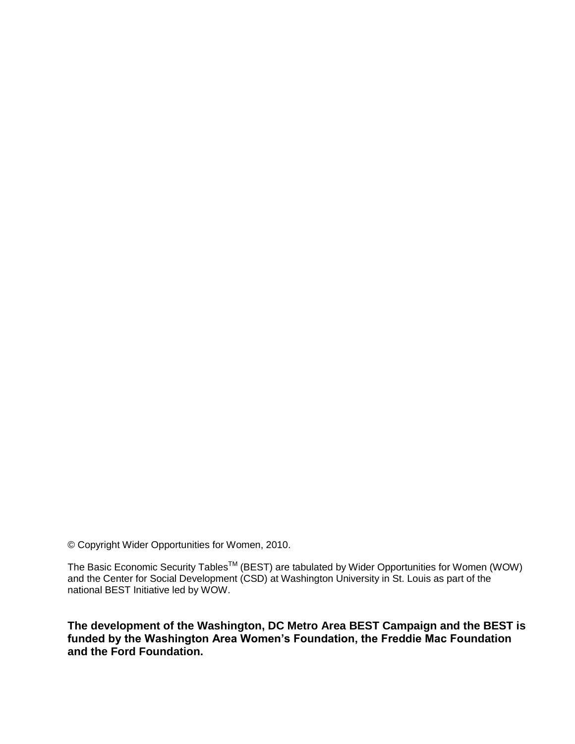© Copyright Wider Opportunities for Women, 2010.

The Basic Economic Security Tables[TM] (BEST) are tabulated by Wider Opportunities for Women (WOW) and the Center for Social Development (CSD) at Washington University in St. Louis as part of the national BEST Initiative led by WOW.

**The development of the Washington, DC Metro Area BEST Campaign and the BEST is funded by the Washington Area Women's Foundation, the Freddie Mac Foundation and the Ford Foundation.**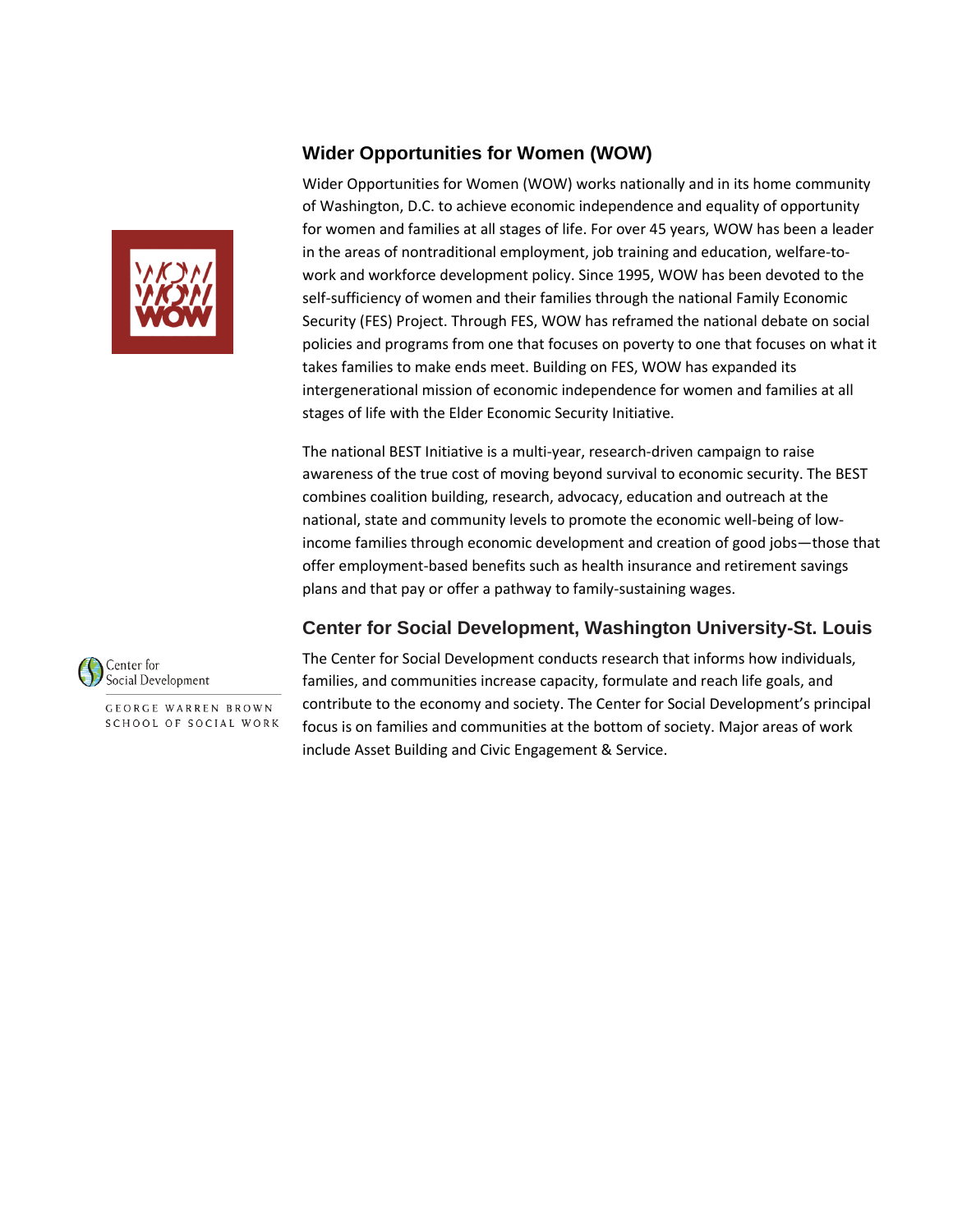## Wider Opportunities for Women (WOW)

Wider Opportunities for Women (WOW) works nationally and in its home community of Washington, D.C. to achieve economic independence and equality of opportunity for women and families at all stages of life. For over 45 years, WOW has been a leader in the areas of nontraditional employment, job training and education, welfare-to-work and workforce development policy. Since 1995, WOW has been devoted to the self-sufficiency of women and their families through the national Family Economic Security (FES) Project. Through FES, WOW has reframed the national debate on social policies and programs from one that focuses on poverty to one that focuses on what it takes families to make ends meet. Building on FES, WOW has expanded its intergenerational mission of economic independence for women and families at all stages of life with the Elder Economic Security Initiative.

The national BEST Initiative is a multi-year, research-driven campaign to raise awareness of the true cost of moving beyond survival to economic security. The BEST combines coalition building, research, advocacy, education and outreach at the national, state and community levels to promote the economic well-being of low-income families through economic development and creation of good jobs—those that offer employment-based benefits such as health insurance and retirement savings plans and that pay or offer a pathway to family-sustaining wages.

## Center for Social Development, Washington University-St. Louis

Center for Social Development

GEORGE WARREN BROWN SCHOOL OF SOCIAL WORK

The Center for Social Development conducts research that informs how individuals, families, and communities increase capacity, formulate and reach life goals, and contribute to the economy and society. The Center for Social Development's principal focus is on families and communities at the bottom of society. Major areas of work include Asset Building and Civic Engagement & Service.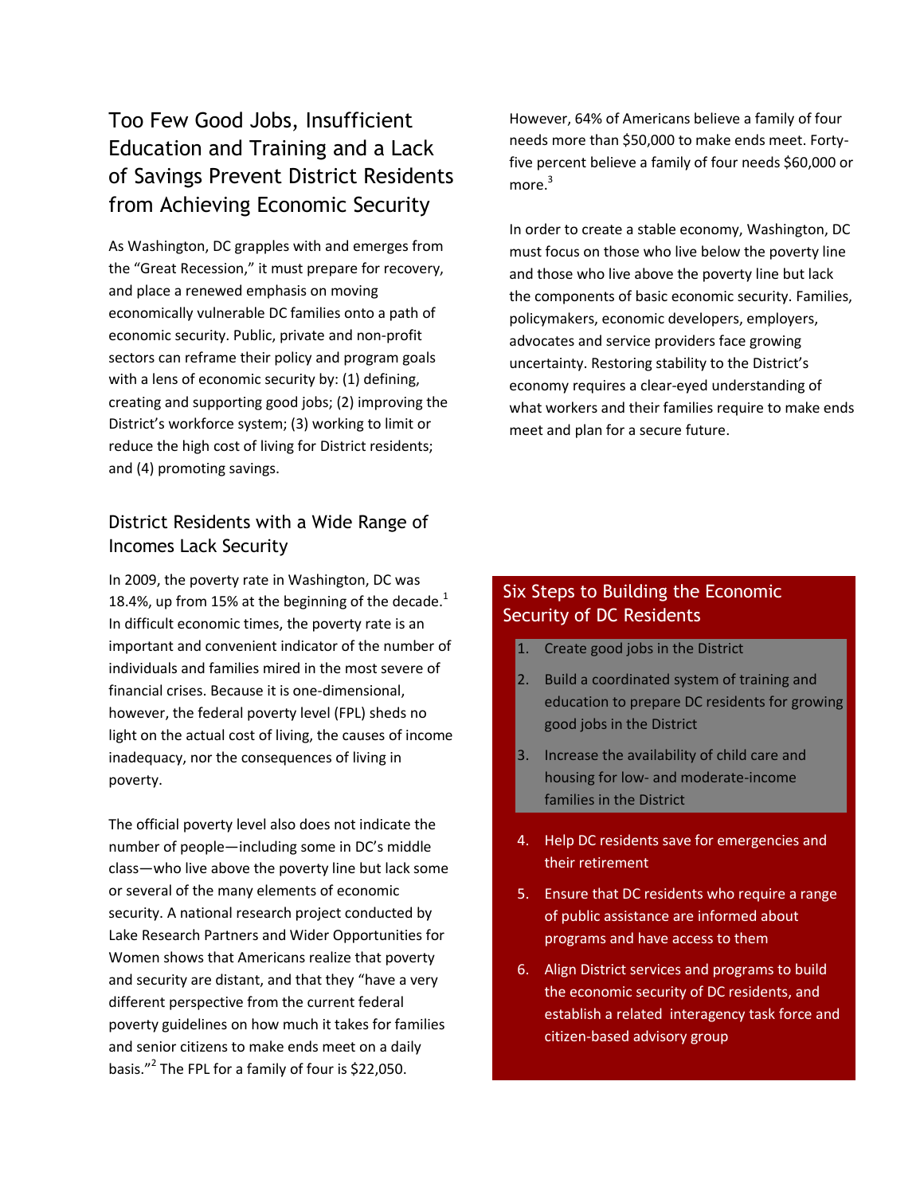# Too Few Good Jobs, Insufficient Education and Training and a Lack of Savings Prevent District Residents from Achieving Economic Security

As Washington, DC grapples with and emerges from the "Great Recession," it must prepare for recovery, and place a renewed emphasis on moving economically vulnerable DC families onto a path of economic security. Public, private and non-profit sectors can reframe their policy and program goals with a lens of economic security by: (1) defining, creating and supporting good jobs; (2) improving the District's workforce system; (3) working to limit or reduce the high cost of living for District residents; and (4) promoting savings.

## District Residents with a Wide Range of Incomes Lack Security

In 2009, the poverty rate in Washington, DC was 18.4%, up from 15% at the beginning of the decade.[1] In difficult economic times, the poverty rate is an important and convenient indicator of the number of individuals and families mired in the most severe of financial crises. Because it is one-dimensional, however, the federal poverty level (FPL) sheds no light on the actual cost of living, the causes of income inadequacy, nor the consequences of living in poverty.

The official poverty level also does not indicate the number of people—including some in DC's middle class—who live above the poverty line but lack some or several of the many elements of economic security. A national research project conducted by Lake Research Partners and Wider Opportunities for Women shows that Americans realize that poverty and security are distant, and that they "have a very different perspective from the current federal poverty guidelines on how much it takes for families and senior citizens to make ends meet on a daily basis."[2] The FPL for a family of four is $22,050. However, 64% of Americans believe a family of four needs more than $50,000 to make ends meet. Forty-five percent believe a family of four needs $60,000 or more.[3]

In order to create a stable economy, Washington, DC must focus on those who live below the poverty line and those who live above the poverty line but lack the components of basic economic security. Families, policymakers, economic developers, employers, advocates and service providers face growing uncertainty. Restoring stability to the District's economy requires a clear-eyed understanding of what workers and their families require to make ends meet and plan for a secure future.

### Six Steps to Building the Economic Security of DC Residents

1. Create good jobs in the District
2. Build a coordinated system of training and education to prepare DC residents for growing good jobs in the District
3. Increase the availability of child care and housing for low- and moderate-income families in the District
4. Help DC residents save for emergencies and their retirement
5. Ensure that DC residents who require a range of public assistance are informed about programs and have access to them
6. Align District services and programs to build the economic security of DC residents, and establish a related interagency task force and citizen-based advisory group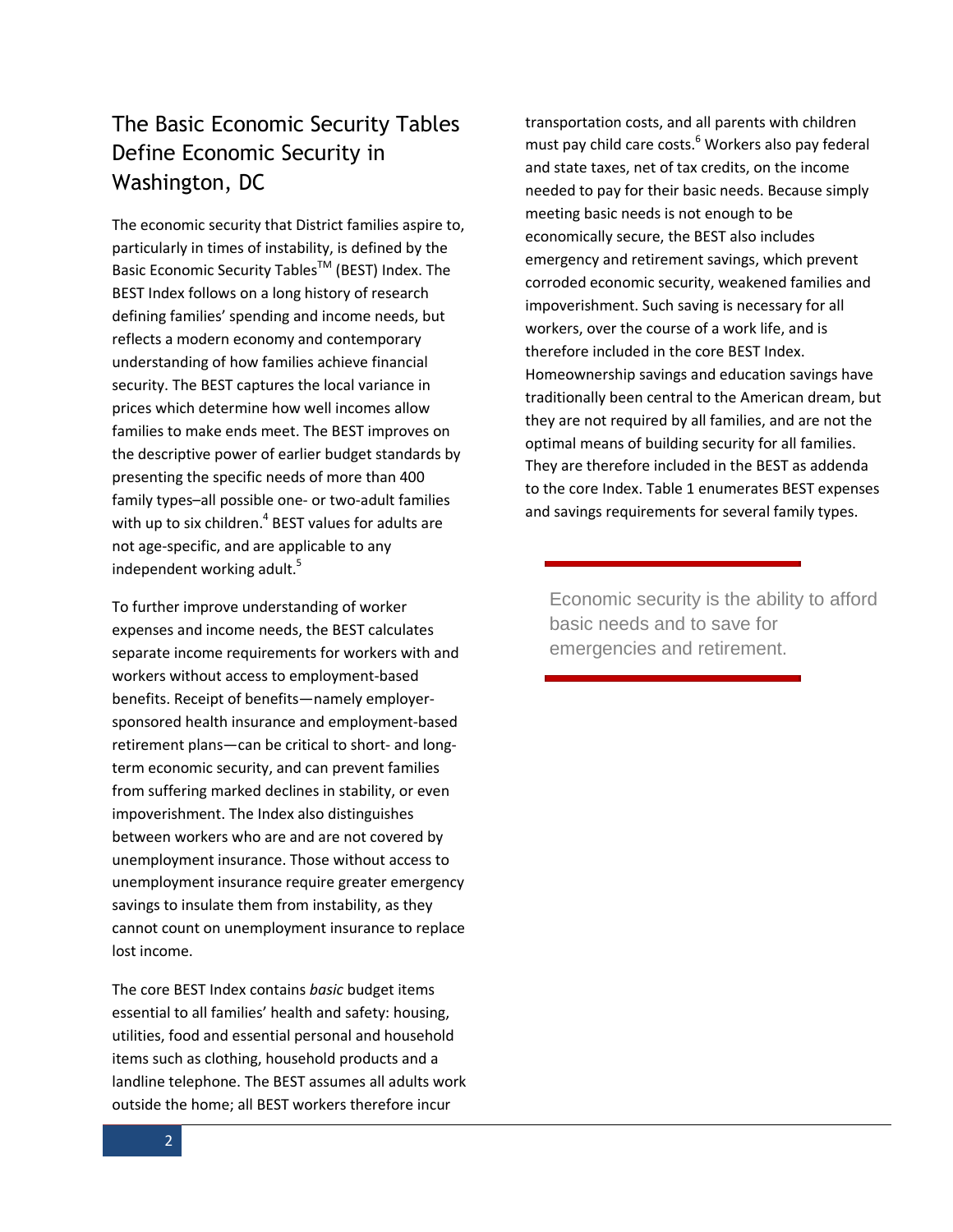## The Basic Economic Security Tables Define Economic Security in Washington, DC

The economic security that District families aspire to, particularly in times of instability, is defined by the Basic Economic Security Tables™ (BEST) Index. The BEST Index follows on a long history of research defining families' spending and income needs, but reflects a modern economy and contemporary understanding of how families achieve financial security. The BEST captures the local variance in prices which determine how well incomes allow families to make ends meet. The BEST improves on the descriptive power of earlier budget standards by presenting the specific needs of more than 400 family types–all possible one- or two-adult families with up to six children.[4] BEST values for adults are not age-specific, and are applicable to any independent working adult.[5]

To further improve understanding of worker expenses and income needs, the BEST calculates separate income requirements for workers with and workers without access to employment-based benefits. Receipt of benefits—namely employer-sponsored health insurance and employment-based retirement plans—can be critical to short- and long-term economic security, and can prevent families from suffering marked declines in stability, or even impoverishment. The Index also distinguishes between workers who are and are not covered by unemployment insurance. Those without access to unemployment insurance require greater emergency savings to insulate them from instability, as they cannot count on unemployment insurance to replace lost income.

The core BEST Index contains *basic* budget items essential to all families' health and safety: housing, utilities, food and essential personal and household items such as clothing, household products and a landline telephone. The BEST assumes all adults work outside the home; all BEST workers therefore incur transportation costs, and all parents with children must pay child care costs.[6] Workers also pay federal and state taxes, net of tax credits, on the income needed to pay for their basic needs. Because simply meeting basic needs is not enough to be economically secure, the BEST also includes emergency and retirement savings, which prevent corroded economic security, weakened families and impoverishment. Such saving is necessary for all workers, over the course of a work life, and is therefore included in the core BEST Index. Homeownership savings and education savings have traditionally been central to the American dream, but they are not required by all families, and are not the optimal means of building security for all families. They are therefore included in the BEST as addenda to the core Index. Table 1 enumerates BEST expenses and savings requirements for several family types.

> Economic security is the ability to afford basic needs and to save for emergencies and retirement.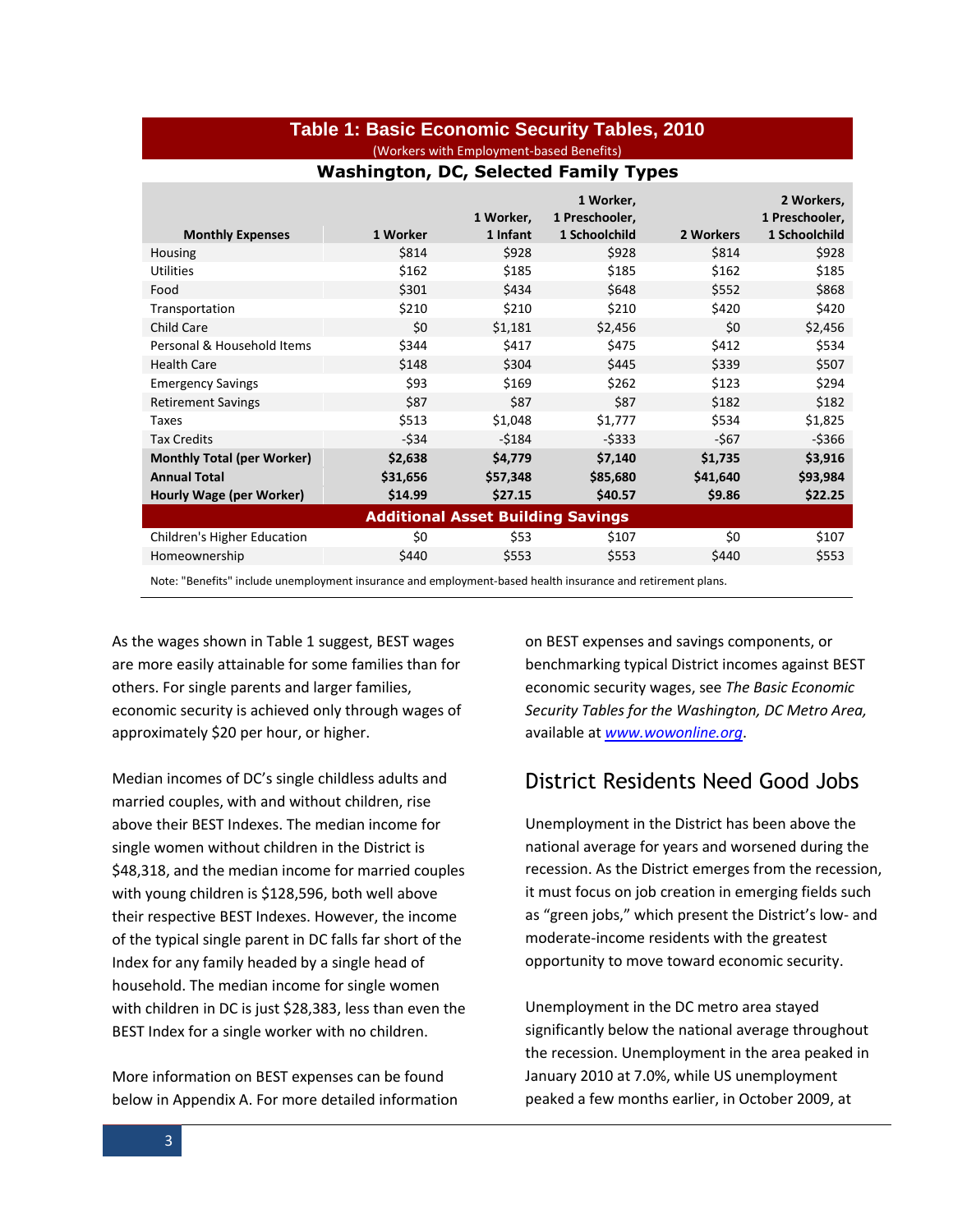**Table 1: Basic Economic Security Tables, 2010**
(Workers with Employment-based Benefits)

**Washington, DC, Selected Family Types**

| Monthly Expenses | 1 Worker | 1 Worker, 1 Infant | 1 Worker, 1 Preschooler, 1 Schoolchild | 2 Workers | 2 Workers, 1 Preschooler, 1 Schoolchild |
|---|---|---|---|---|---|
| Housing | $814 | $928 | $928 | $814 | $928 |
| Utilities | $162 | $185 | $185 | $162 | $185 |
| Food | $301 | $434 | $648 | $552 | $868 |
| Transportation | $210 | $210 | $210 | $420 | $420 |
| Child Care | $0 | $1,181 | $2,456 | $0 | $2,456 |
| Personal & Household Items | $344 | $417 | $475 | $412 | $534 |
| Health Care | $148 | $304 | $445 | $339 | $507 |
| Emergency Savings | $93 | $169 | $262 | $123 | $294 |
| Retirement Savings | $87 | $87 | $87 | $182 | $182 |
| Taxes | $513 | $1,048 | $1,777 | $534 | $1,825 |
| Tax Credits | -$34 | -$184 | -$333 | -$67 | -$366 |
| **Monthly Total (per Worker)** | **$2,638** | **$4,779** | **$7,140** | **$1,735** | **$3,916** |
| **Annual Total** | **$31,656** | **$57,348** | **$85,680** | **$41,640** | **$93,984** |
| **Hourly Wage (per Worker)** | **$14.99** | **$27.15** | **$40.57** | **$9.86** | **$22.25** |
| **Additional Asset Building Savings** | | | | | |
| Children's Higher Education | $0 | $53 | $107 | $0 | $107 |
| Homeownership | $440 | $553 | $553 | $440 | $553 |

Note: "Benefits" include unemployment insurance and employment-based health insurance and retirement plans.

As the wages shown in Table 1 suggest, BEST wages are more easily attainable for some families than for others. For single parents and larger families, economic security is achieved only through wages of approximately $20 per hour, or higher.

Median incomes of DC's single childless adults and married couples, with and without children, rise above their BEST Indexes. The median income for single women without children in the District is $48,318, and the median income for married couples with young children is $128,596, both well above their respective BEST Indexes. However, the income of the typical single parent in DC falls far short of the Index for any family headed by a single head of household. The median income for single women with children in DC is just $28,383, less than even the BEST Index for a single worker with no children.

More information on BEST expenses can be found below in Appendix A. For more detailed information on BEST expenses and savings components, or benchmarking typical District incomes against BEST economic security wages, see *The Basic Economic Security Tables for the Washington, DC Metro Area,* available at [www.wowonline.org](www.wowonline.org).

## District Residents Need Good Jobs

Unemployment in the District has been above the national average for years and worsened during the recession. As the District emerges from the recession, it must focus on job creation in emerging fields such as "green jobs," which present the District's low- and moderate-income residents with the greatest opportunity to move toward economic security.

Unemployment in the DC metro area stayed significantly below the national average throughout the recession. Unemployment in the area peaked in January 2010 at 7.0%, while US unemployment peaked a few months earlier, in October 2009, at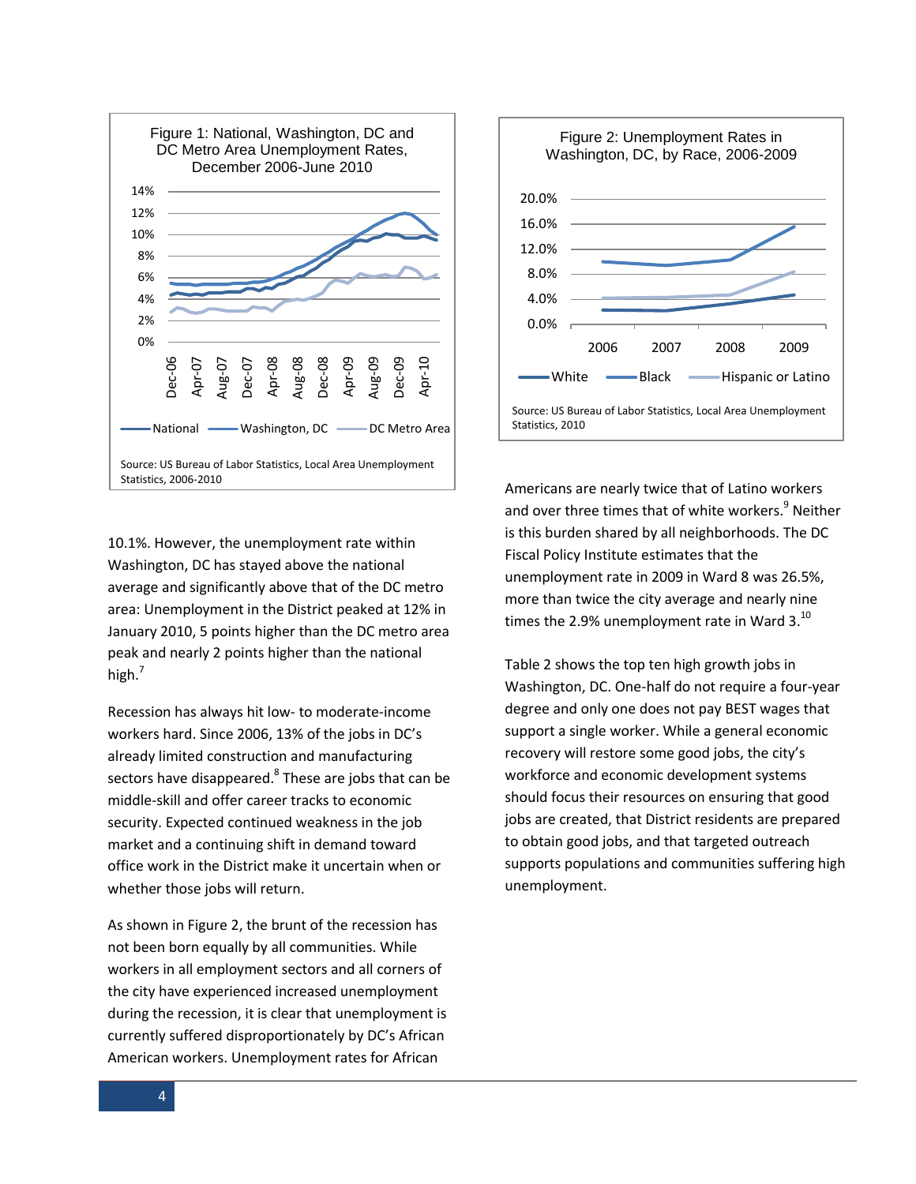Figure 1: National, Washington, DC and DC Metro Area Unemployment Rates, December 2006-June 2010

Source: US Bureau of Labor Statistics, Local Area Unemployment Statistics, 2006-2010

Figure 2: Unemployment Rates in Washington, DC, by Race, 2006-2009

Source: US Bureau of Labor Statistics, Local Area Unemployment Statistics, 2010

10.1%. However, the unemployment rate within Washington, DC has stayed above the national average and significantly above that of the DC metro area: Unemployment in the District peaked at 12% in January 2010, 5 points higher than the DC metro area peak and nearly 2 points higher than the national high.[7]

Recession has always hit low- to moderate-income workers hard. Since 2006, 13% of the jobs in DC's already limited construction and manufacturing sectors have disappeared.[8] These are jobs that can be middle-skill and offer career tracks to economic security. Expected continued weakness in the job market and a continuing shift in demand toward office work in the District make it uncertain when or whether those jobs will return.

As shown in Figure 2, the brunt of the recession has not been born equally by all communities. While workers in all employment sectors and all corners of the city have experienced increased unemployment during the recession, it is clear that unemployment is currently suffered disproportionately by DC's African American workers. Unemployment rates for African Americans are nearly twice that of Latino workers and over three times that of white workers.[9] Neither is this burden shared by all neighborhoods. The DC Fiscal Policy Institute estimates that the unemployment rate in 2009 in Ward 8 was 26.5%, more than twice the city average and nearly nine times the 2.9% unemployment rate in Ward 3.[10]

Table 2 shows the top ten high growth jobs in Washington, DC. One-half do not require a four-year degree and only one does not pay BEST wages that support a single worker. While a general economic recovery will restore some good jobs, the city's workforce and economic development systems should focus their resources on ensuring that good jobs are created, that District residents are prepared to obtain good jobs, and that targeted outreach supports populations and communities suffering high unemployment.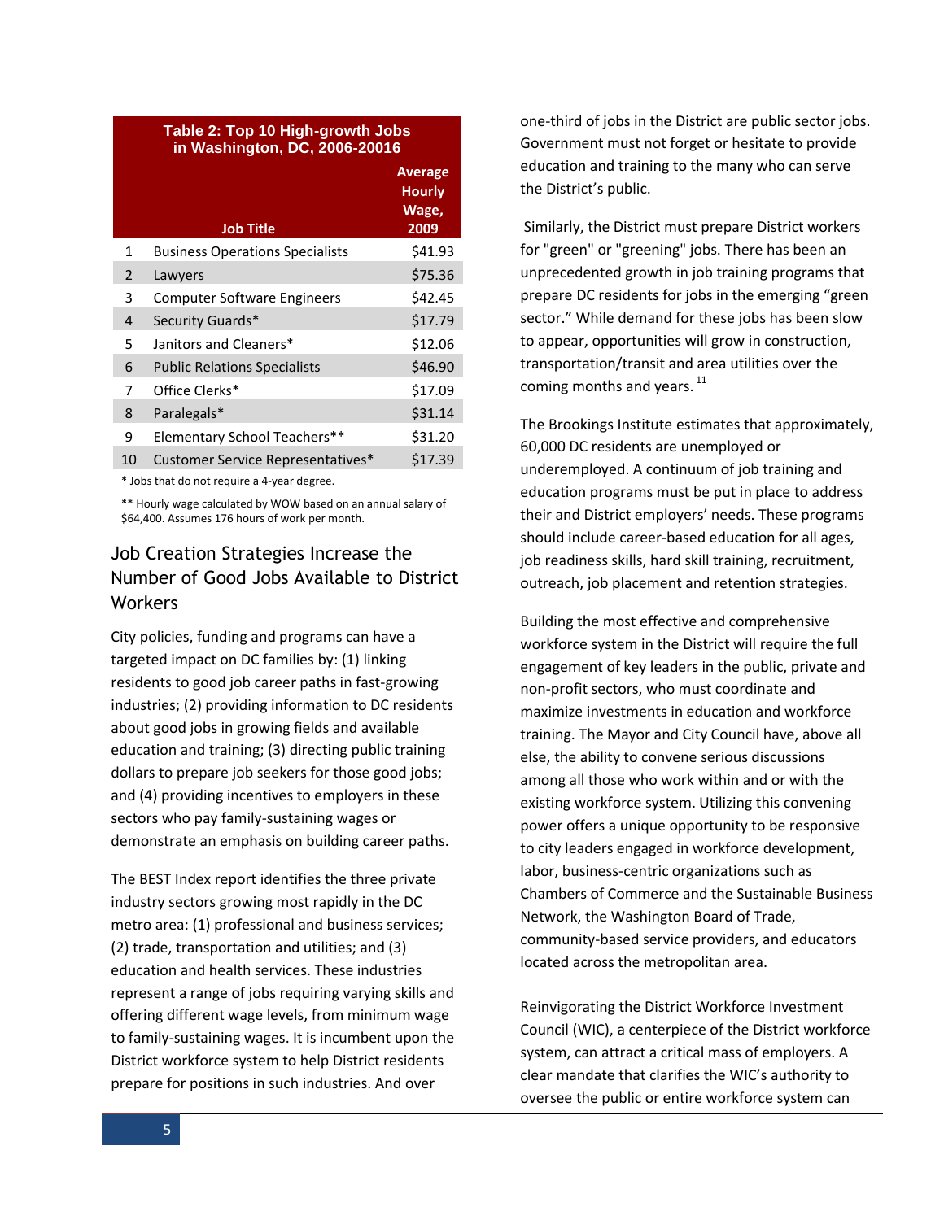**Table 2: Top 10 High-growth Jobs in Washington, DC, 2006-20016**

| | Job Title | Average Hourly Wage, 2009 |
|---|---|---|
| 1 | Business Operations Specialists | $41.93 |
| 2 | Lawyers | $75.36 |
| 3 | Computer Software Engineers | $42.45 |
| 4 | Security Guards* | $17.79 |
| 5 | Janitors and Cleaners* | $12.06 |
| 6 | Public Relations Specialists | $46.90 |
| 7 | Office Clerks* | $17.09 |
| 8 | Paralegals* | $31.14 |
| 9 | Elementary School Teachers** | $31.20 |
| 10 | Customer Service Representatives* | $17.39 |

\* Jobs that do not require a 4-year degree.

\*\* Hourly wage calculated by WOW based on an annual salary of $64,400. Assumes 176 hours of work per month.

## Job Creation Strategies Increase the Number of Good Jobs Available to District Workers

City policies, funding and programs can have a targeted impact on DC families by: (1) linking residents to good job career paths in fast-growing industries; (2) providing information to DC residents about good jobs in growing fields and available education and training; (3) directing public training dollars to prepare job seekers for those good jobs; and (4) providing incentives to employers in these sectors who pay family-sustaining wages or demonstrate an emphasis on building career paths.

The BEST Index report identifies the three private industry sectors growing most rapidly in the DC metro area: (1) professional and business services; (2) trade, transportation and utilities; and (3) education and health services. These industries represent a range of jobs requiring varying skills and offering different wage levels, from minimum wage to family-sustaining wages. It is incumbent upon the District workforce system to help District residents prepare for positions in such industries. And over one-third of jobs in the District are public sector jobs. Government must not forget or hesitate to provide education and training to the many who can serve the District's public.

Similarly, the District must prepare District workers for "green" or "greening" jobs. There has been an unprecedented growth in job training programs that prepare DC residents for jobs in the emerging "green sector." While demand for these jobs has been slow to appear, opportunities will grow in construction, transportation/transit and area utilities over the coming months and years. [11]

The Brookings Institute estimates that approximately, 60,000 DC residents are unemployed or underemployed. A continuum of job training and education programs must be put in place to address their and District employers' needs. These programs should include career-based education for all ages, job readiness skills, hard skill training, recruitment, outreach, job placement and retention strategies.

Building the most effective and comprehensive workforce system in the District will require the full engagement of key leaders in the public, private and non-profit sectors, who must coordinate and maximize investments in education and workforce training. The Mayor and City Council have, above all else, the ability to convene serious discussions among all those who work within and or with the existing workforce system. Utilizing this convening power offers a unique opportunity to be responsive to city leaders engaged in workforce development, labor, business-centric organizations such as Chambers of Commerce and the Sustainable Business Network, the Washington Board of Trade, community-based service providers, and educators located across the metropolitan area.

Reinvigorating the District Workforce Investment Council (WIC), a centerpiece of the District workforce system, can attract a critical mass of employers. A clear mandate that clarifies the WIC's authority to oversee the public or entire workforce system can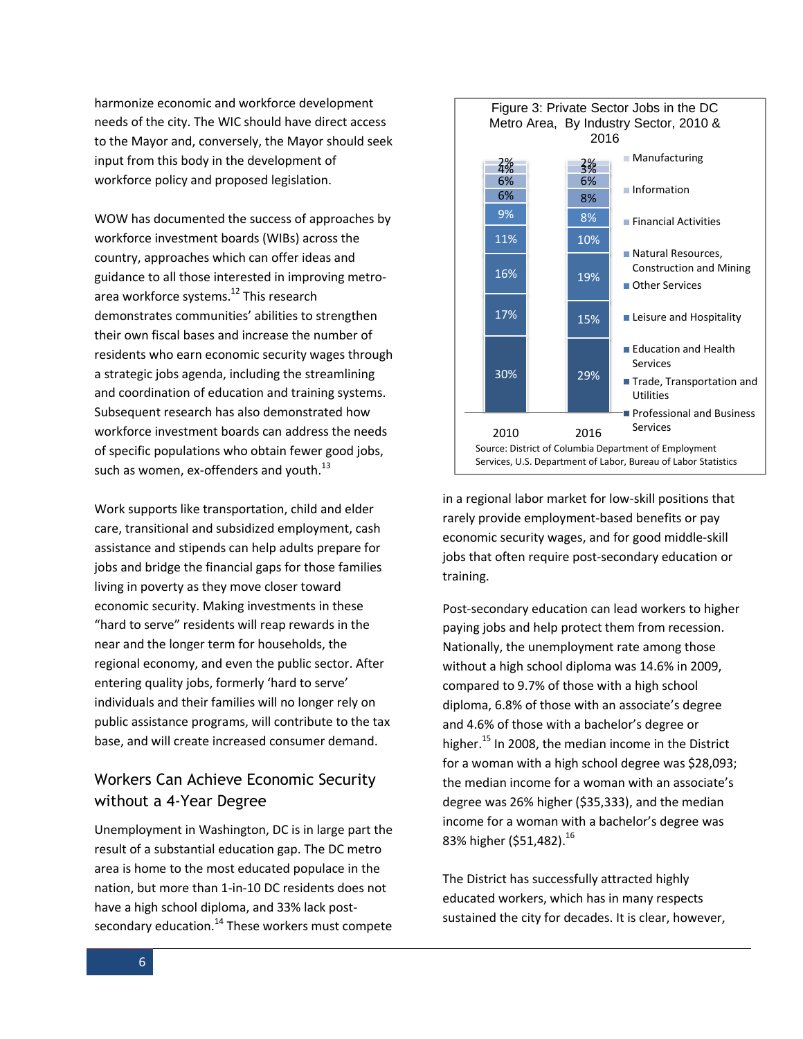harmonize economic and workforce development needs of the city. The WIC should have direct access to the Mayor and, conversely, the Mayor should seek input from this body in the development of workforce policy and proposed legislation.

WOW has documented the success of approaches by workforce investment boards (WIBs) across the country, approaches which can offer ideas and guidance to all those interested in improving metro-area workforce systems.[12] This research demonstrates communities' abilities to strengthen their own fiscal bases and increase the number of residents who earn economic security wages through a strategic jobs agenda, including the streamlining and coordination of education and training systems. Subsequent research has also demonstrated how workforce investment boards can address the needs of specific populations who obtain fewer good jobs, such as women, ex-offenders and youth.[13]

Work supports like transportation, child and elder care, transitional and subsidized employment, cash assistance and stipends can help adults prepare for jobs and bridge the financial gaps for those families living in poverty as they move closer toward economic security. Making investments in these "hard to serve" residents will reap rewards in the near and the longer term for households, the regional economy, and even the public sector. After entering quality jobs, formerly 'hard to serve' individuals and their families will no longer rely on public assistance programs, will contribute to the tax base, and will create increased consumer demand.

## Workers Can Achieve Economic Security without a 4-Year Degree

Unemployment in Washington, DC is in large part the result of a substantial education gap. The DC metro area is home to the most educated populace in the nation, but more than 1-in-10 DC residents does not have a high school diploma, and 33% lack post-secondary education.[14] These workers must compete in a regional labor market for low-skill positions that rarely provide employment-based benefits or pay economic security wages, and for good middle-skill jobs that often require post-secondary education or training.

**Figure 3: Private Sector Jobs in the DC Metro Area, By Industry Sector, 2010 & 2016**

| Industry Sector | 2010 | 2016 |
|---|---|---|
| Manufacturing | 2% | 2% |
| Information | 4% | 3% |
| Financial Activities | 6% | 6% |
| Natural Resources, Construction and Mining | 6% | 8% |
| Other Services | 9% | 8% |
| Leisure and Hospitality | 11% | 10% |
| Education and Health Services | 16% | 19% |
| Trade, Transportation and Utilities | 17% | 15% |
| Professional and Business Services | 30% | 29% |

Source: District of Columbia Department of Employment Services, U.S. Department of Labor, Bureau of Labor Statistics

Post-secondary education can lead workers to higher paying jobs and help protect them from recession. Nationally, the unemployment rate among those without a high school diploma was 14.6% in 2009, compared to 9.7% of those with a high school diploma, 6.8% of those with an associate's degree and 4.6% of those with a bachelor's degree or higher.[15] In 2008, the median income in the District for a woman with a high school degree was $28,093; the median income for a woman with an associate's degree was 26% higher ($35,333), and the median income for a woman with a bachelor's degree was 83% higher ($51,482).[16]

The District has successfully attracted highly educated workers, which has in many respects sustained the city for decades. It is clear, however,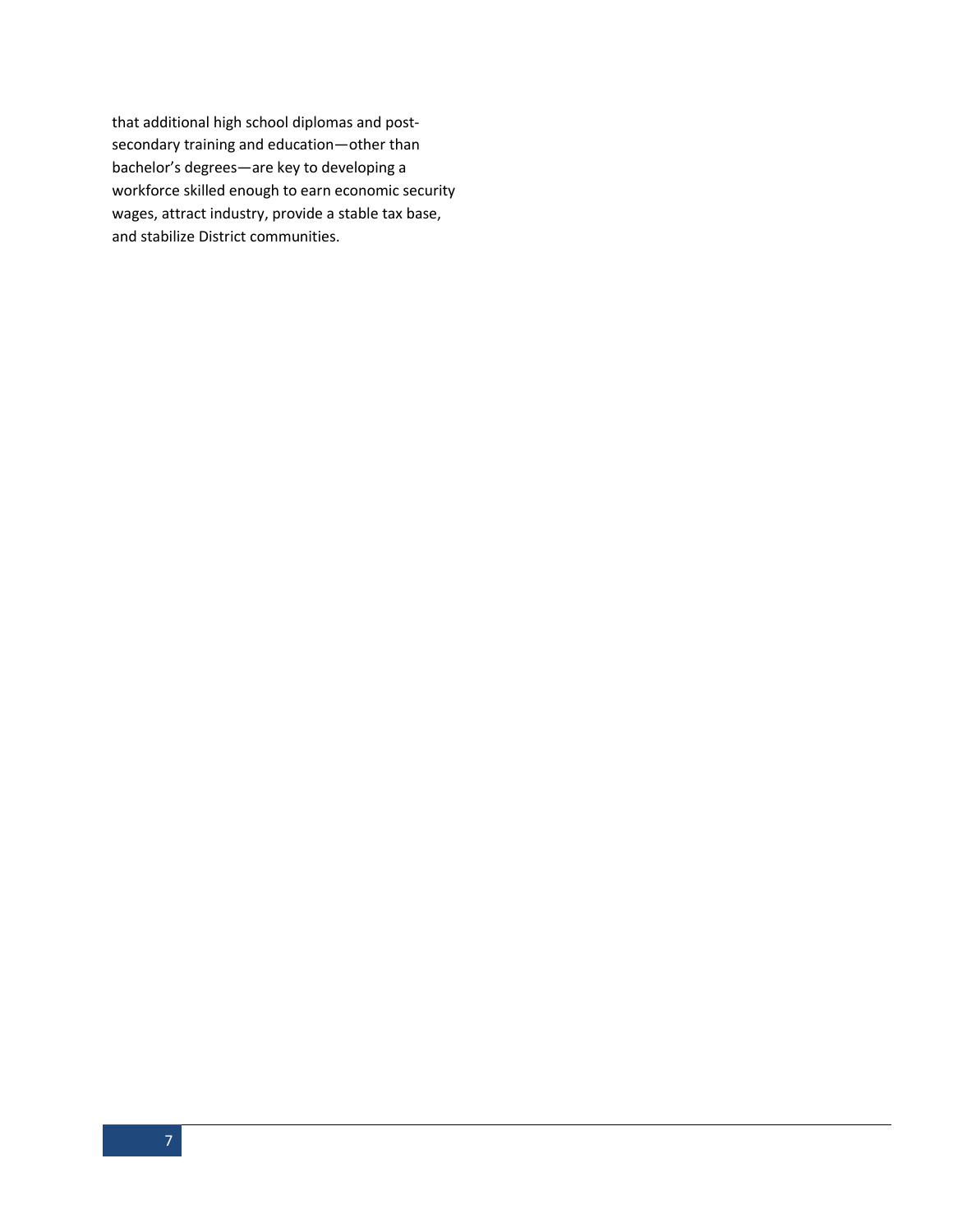that additional high school diplomas and post-secondary training and education—other than bachelor's degrees—are key to developing a workforce skilled enough to earn economic security wages, attract industry, provide a stable tax base, and stabilize District communities.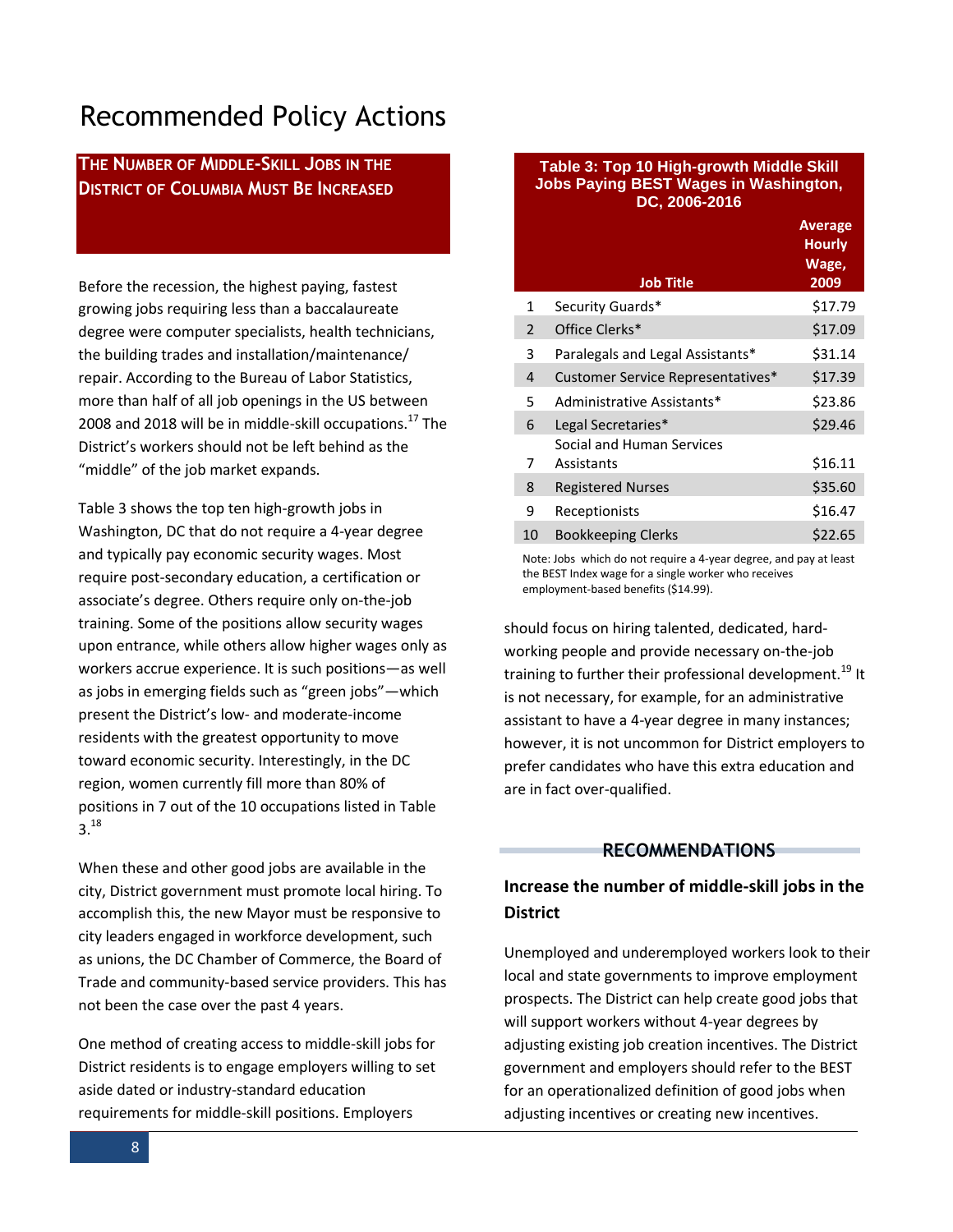# Recommended Policy Actions

## The Number of Middle-Skill Jobs in the District of Columbia Must Be Increased

Before the recession, the highest paying, fastest growing jobs requiring less than a baccalaureate degree were computer specialists, health technicians, the building trades and installation/maintenance/repair. According to the Bureau of Labor Statistics, more than half of all job openings in the US between 2008 and 2018 will be in middle-skill occupations.[17] The District's workers should not be left behind as the "middle" of the job market expands.

Table 3 shows the top ten high-growth jobs in Washington, DC that do not require a 4-year degree and typically pay economic security wages. Most require post-secondary education, a certification or associate's degree. Others require only on-the-job training. Some of the positions allow security wages upon entrance, while others allow higher wages only as workers accrue experience. It is such positions—as well as jobs in emerging fields such as "green jobs"—which present the District's low- and moderate-income residents with the greatest opportunity to move toward economic security. Interestingly, in the DC region, women currently fill more than 80% of positions in 7 out of the 10 occupations listed in Table 3.[18]

When these and other good jobs are available in the city, District government must promote local hiring. To accomplish this, the new Mayor must be responsive to city leaders engaged in workforce development, such as unions, the DC Chamber of Commerce, the Board of Trade and community-based service providers. This has not been the case over the past 4 years.

One method of creating access to middle-skill jobs for District residents is to engage employers willing to set aside dated or industry-standard education requirements for middle-skill positions. Employers should focus on hiring talented, dedicated, hard-working people and provide necessary on-the-job training to further their professional development.[19] It is not necessary, for example, for an administrative assistant to have a 4-year degree in many instances; however, it is not uncommon for District employers to prefer candidates who have this extra education and are in fact over-qualified.

**Table 3: Top 10 High-growth Middle Skill Jobs Paying BEST Wages in Washington, DC, 2006-2016**

| | Job Title | Average Hourly Wage, 2009 |
|---|---|---|
| 1 | Security Guards* | $17.79 |
| 2 | Office Clerks* | $17.09 |
| 3 | Paralegals and Legal Assistants* | $31.14 |
| 4 | Customer Service Representatives* | $17.39 |
| 5 | Administrative Assistants* | $23.86 |
| 6 | Legal Secretaries* | $29.46 |
| 7 | Social and Human Services Assistants | $16.11 |
| 8 | Registered Nurses | $35.60 |
| 9 | Receptionists | $16.47 |
| 10 | Bookkeeping Clerks | $22.65 |

Note: Jobs which do not require a 4-year degree, and pay at least the BEST Index wage for a single worker who receives employment-based benefits ($14.99).

## RECOMMENDATIONS

### Increase the number of middle-skill jobs in the District

Unemployed and underemployed workers look to their local and state governments to improve employment prospects. The District can help create good jobs that will support workers without 4-year degrees by adjusting existing job creation incentives. The District government and employers should refer to the BEST for an operationalized definition of good jobs when adjusting incentives or creating new incentives.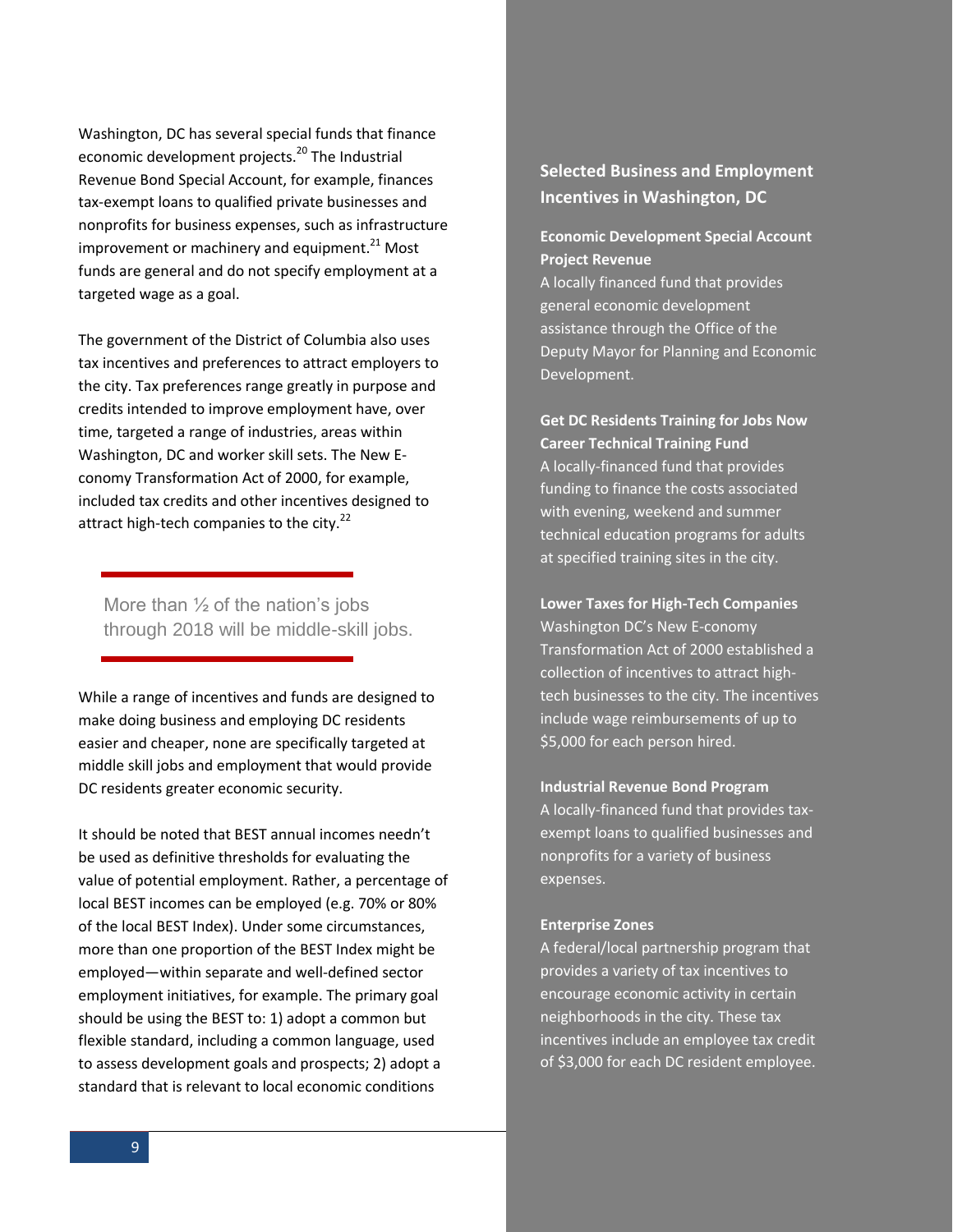Washington, DC has several special funds that finance economic development projects.[20] The Industrial Revenue Bond Special Account, for example, finances tax-exempt loans to qualified private businesses and nonprofits for business expenses, such as infrastructure improvement or machinery and equipment.[21] Most funds are general and do not specify employment at a targeted wage as a goal.

The government of the District of Columbia also uses tax incentives and preferences to attract employers to the city. Tax preferences range greatly in purpose and credits intended to improve employment have, over time, targeted a range of industries, areas within Washington, DC and worker skill sets. The New E-conomy Transformation Act of 2000, for example, included tax credits and other incentives designed to attract high-tech companies to the city.[22]

> More than ½ of the nation's jobs through 2018 will be middle-skill jobs.

While a range of incentives and funds are designed to make doing business and employing DC residents easier and cheaper, none are specifically targeted at middle skill jobs and employment that would provide DC residents greater economic security.

It should be noted that BEST annual incomes needn't be used as definitive thresholds for evaluating the value of potential employment. Rather, a percentage of local BEST incomes can be employed (e.g. 70% or 80% of the local BEST Index). Under some circumstances, more than one proportion of the BEST Index might be employed—within separate and well-defined sector employment initiatives, for example. The primary goal should be using the BEST to: 1) adopt a common but flexible standard, including a common language, used to assess development goals and prospects; 2) adopt a standard that is relevant to local economic conditions

## Selected Business and Employment Incentives in Washington, DC

**Economic Development Special Account Project Revenue**
A locally financed fund that provides general economic development assistance through the Office of the Deputy Mayor for Planning and Economic Development.

**Get DC Residents Training for Jobs Now Career Technical Training Fund**
A locally-financed fund that provides funding to finance the costs associated with evening, weekend and summer technical education programs for adults at specified training sites in the city.

**Lower Taxes for High-Tech Companies**
Washington DC's New E-conomy Transformation Act of 2000 established a collection of incentives to attract high-tech businesses to the city. The incentives include wage reimbursements of up to $5,000 for each person hired.

**Industrial Revenue Bond Program**
A locally-financed fund that provides tax-exempt loans to qualified businesses and nonprofits for a variety of business expenses.

**Enterprise Zones**
A federal/local partnership program that provides a variety of tax incentives to encourage economic activity in certain neighborhoods in the city. These tax incentives include an employee tax credit of $3,000 for each DC resident employee.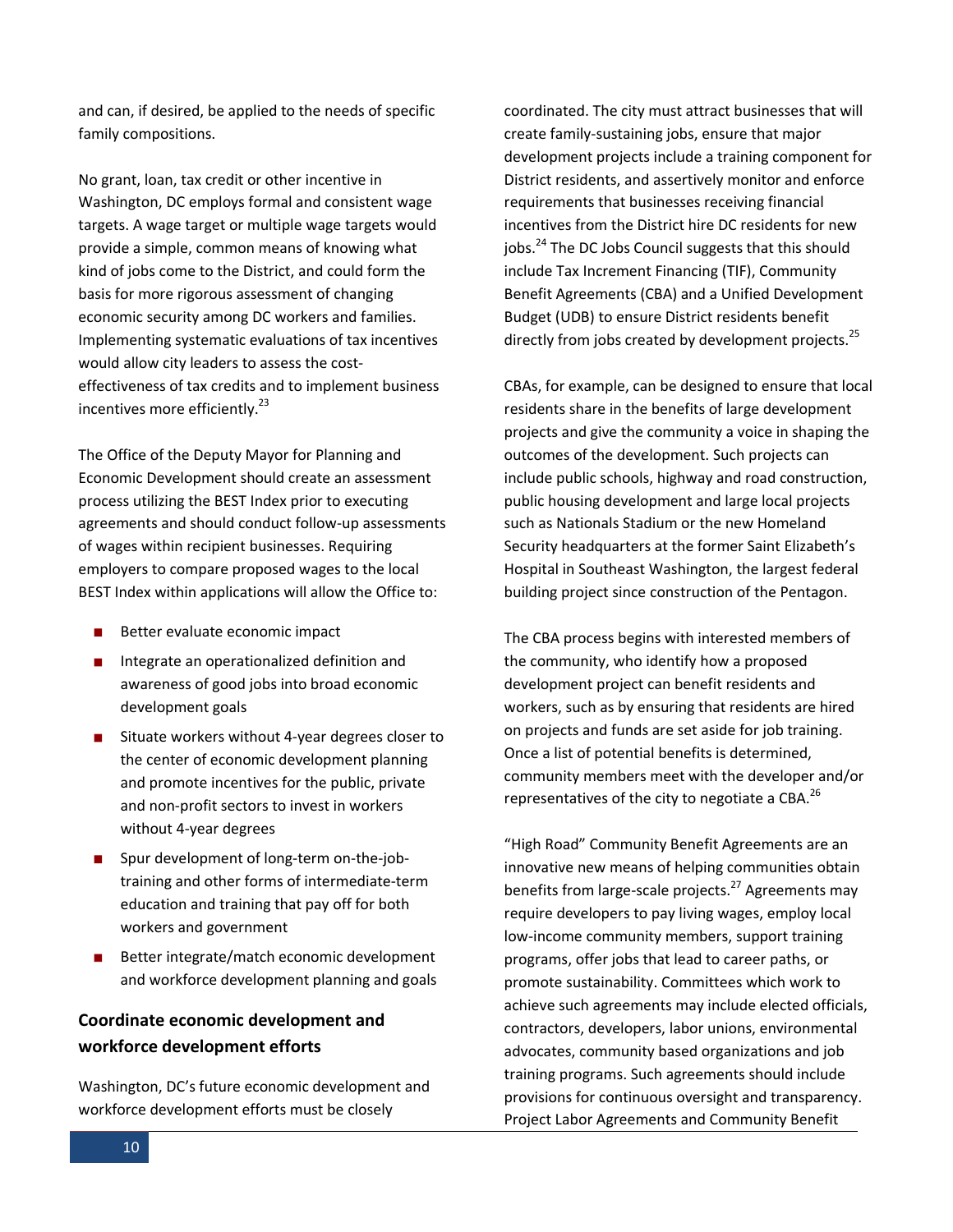and can, if desired, be applied to the needs of specific family compositions.

No grant, loan, tax credit or other incentive in Washington, DC employs formal and consistent wage targets. A wage target or multiple wage targets would provide a simple, common means of knowing what kind of jobs come to the District, and could form the basis for more rigorous assessment of changing economic security among DC workers and families. Implementing systematic evaluations of tax incentives would allow city leaders to assess the cost-effectiveness of tax credits and to implement business incentives more efficiently.[23]

The Office of the Deputy Mayor for Planning and Economic Development should create an assessment process utilizing the BEST Index prior to executing agreements and should conduct follow-up assessments of wages within recipient businesses. Requiring employers to compare proposed wages to the local BEST Index within applications will allow the Office to:

- Better evaluate economic impact
- Integrate an operationalized definition and awareness of good jobs into broad economic development goals
- Situate workers without 4-year degrees closer to the center of economic development planning and promote incentives for the public, private and non-profit sectors to invest in workers without 4-year degrees
- Spur development of long-term on-the-job-training and other forms of intermediate-term education and training that pay off for both workers and government
- Better integrate/match economic development and workforce development planning and goals

### Coordinate economic development and workforce development efforts

Washington, DC's future economic development and workforce development efforts must be closely coordinated. The city must attract businesses that will create family-sustaining jobs, ensure that major development projects include a training component for District residents, and assertively monitor and enforce requirements that businesses receiving financial incentives from the District hire DC residents for new jobs.[24] The DC Jobs Council suggests that this should include Tax Increment Financing (TIF), Community Benefit Agreements (CBA) and a Unified Development Budget (UDB) to ensure District residents benefit directly from jobs created by development projects.[25]

CBAs, for example, can be designed to ensure that local residents share in the benefits of large development projects and give the community a voice in shaping the outcomes of the development. Such projects can include public schools, highway and road construction, public housing development and large local projects such as Nationals Stadium or the new Homeland Security headquarters at the former Saint Elizabeth's Hospital in Southeast Washington, the largest federal building project since construction of the Pentagon.

The CBA process begins with interested members of the community, who identify how a proposed development project can benefit residents and workers, such as by ensuring that residents are hired on projects and funds are set aside for job training. Once a list of potential benefits is determined, community members meet with the developer and/or representatives of the city to negotiate a CBA.[26]

"High Road" Community Benefit Agreements are an innovative new means of helping communities obtain benefits from large-scale projects.[27] Agreements may require developers to pay living wages, employ local low-income community members, support training programs, offer jobs that lead to career paths, or promote sustainability. Committees which work to achieve such agreements may include elected officials, contractors, developers, labor unions, environmental advocates, community based organizations and job training programs. Such agreements should include provisions for continuous oversight and transparency. Project Labor Agreements and Community Benefit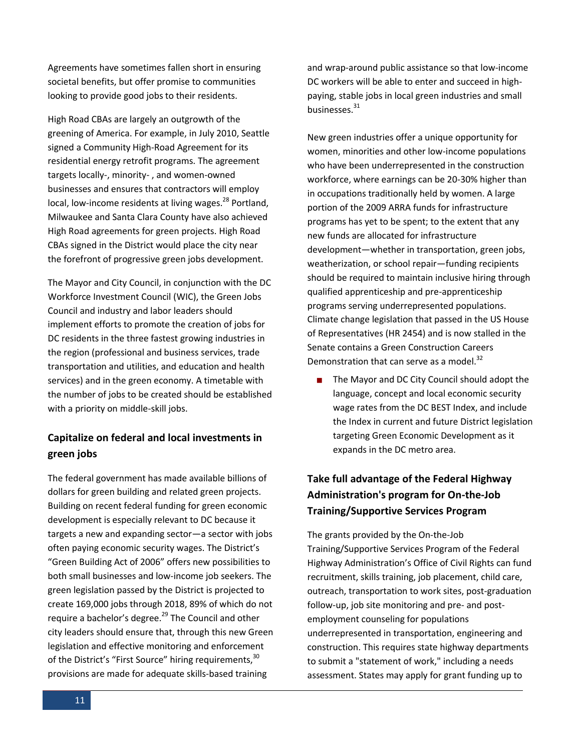Agreements have sometimes fallen short in ensuring societal benefits, but offer promise to communities looking to provide good jobs to their residents.

High Road CBAs are largely an outgrowth of the greening of America. For example, in July 2010, Seattle signed a Community High-Road Agreement for its residential energy retrofit programs. The agreement targets locally-, minority- , and women-owned businesses and ensures that contractors will employ local, low-income residents at living wages.[28] Portland, Milwaukee and Santa Clara County have also achieved High Road agreements for green projects. High Road CBAs signed in the District would place the city near the forefront of progressive green jobs development.

The Mayor and City Council, in conjunction with the DC Workforce Investment Council (WIC), the Green Jobs Council and industry and labor leaders should implement efforts to promote the creation of jobs for DC residents in the three fastest growing industries in the region (professional and business services, trade transportation and utilities, and education and health services) and in the green economy. A timetable with the number of jobs to be created should be established with a priority on middle-skill jobs.

### Capitalize on federal and local investments in green jobs

The federal government has made available billions of dollars for green building and related green projects. Building on recent federal funding for green economic development is especially relevant to DC because it targets a new and expanding sector—a sector with jobs often paying economic security wages. The District's "Green Building Act of 2006" offers new possibilities to both small businesses and low-income job seekers. The green legislation passed by the District is projected to create 169,000 jobs through 2018, 89% of which do not require a bachelor's degree.[29] The Council and other city leaders should ensure that, through this new Green legislation and effective monitoring and enforcement of the District's "First Source" hiring requirements,[30] provisions are made for adequate skills-based training and wrap-around public assistance so that low-income DC workers will be able to enter and succeed in high-paying, stable jobs in local green industries and small businesses.[31]

New green industries offer a unique opportunity for women, minorities and other low-income populations who have been underrepresented in the construction workforce, where earnings can be 20-30% higher than in occupations traditionally held by women. A large portion of the 2009 ARRA funds for infrastructure programs has yet to be spent; to the extent that any new funds are allocated for infrastructure development—whether in transportation, green jobs, weatherization, or school repair—funding recipients should be required to maintain inclusive hiring through qualified apprenticeship and pre-apprenticeship programs serving underrepresented populations. Climate change legislation that passed in the US House of Representatives (HR 2454) and is now stalled in the Senate contains a Green Construction Careers Demonstration that can serve as a model.[32]

- The Mayor and DC City Council should adopt the language, concept and local economic security wage rates from the DC BEST Index, and include the Index in current and future District legislation targeting Green Economic Development as it expands in the DC metro area.

### Take full advantage of the Federal Highway Administration's program for On-the-Job Training/Supportive Services Program

The grants provided by the On-the-Job Training/Supportive Services Program of the Federal Highway Administration's Office of Civil Rights can fund recruitment, skills training, job placement, child care, outreach, transportation to work sites, post-graduation follow-up, job site monitoring and pre- and post-employment counseling for populations underrepresented in transportation, engineering and construction. This requires state highway departments to submit a "statement of work," including a needs assessment. States may apply for grant funding up to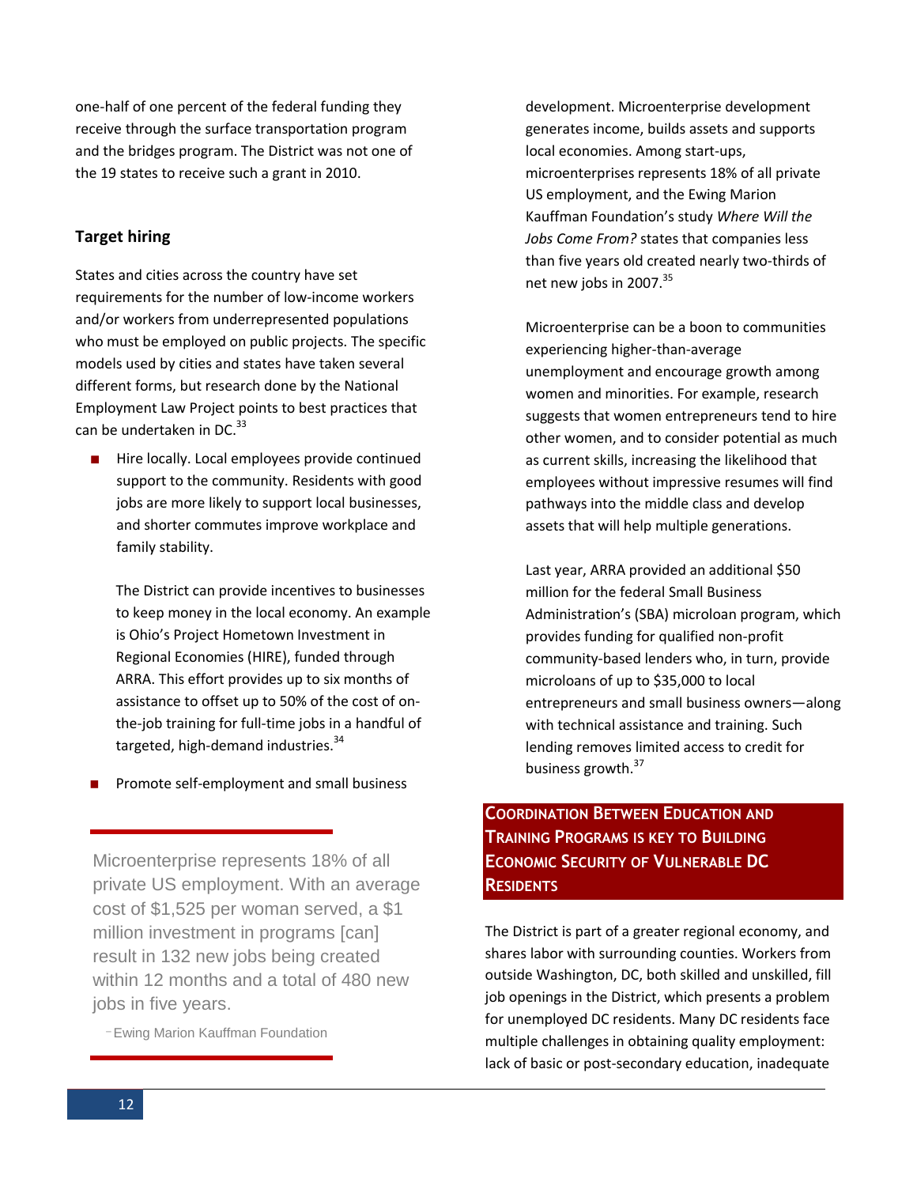one-half of one percent of the federal funding they receive through the surface transportation program and the bridges program. The District was not one of the 19 states to receive such a grant in 2010.

### Target hiring

States and cities across the country have set requirements for the number of low-income workers and/or workers from underrepresented populations who must be employed on public projects. The specific models used by cities and states have taken several different forms, but research done by the National Employment Law Project points to best practices that can be undertaken in DC.[33]

- Hire locally. Local employees provide continued support to the community. Residents with good jobs are more likely to support local businesses, and shorter commutes improve workplace and family stability.

  The District can provide incentives to businesses to keep money in the local economy. An example is Ohio's Project Hometown Investment in Regional Economies (HIRE), funded through ARRA. This effort provides up to six months of assistance to offset up to 50% of the cost of on-the-job training for full-time jobs in a handful of targeted, high-demand industries.[34]

- Promote self-employment and small business development. Microenterprise development generates income, builds assets and supports local economies. Among start-ups, microenterprises represents 18% of all private US employment, and the Ewing Marion Kauffman Foundation's study *Where Will the Jobs Come From?* states that companies less than five years old created nearly two-thirds of net new jobs in 2007.[35]

  Microenterprise can be a boon to communities experiencing higher-than-average unemployment and encourage growth among women and minorities. For example, research suggests that women entrepreneurs tend to hire other women, and to consider potential as much as current skills, increasing the likelihood that employees without impressive resumes will find pathways into the middle class and develop assets that will help multiple generations.

  Last year, ARRA provided an additional $50 million for the federal Small Business Administration's (SBA) microloan program, which provides funding for qualified non-profit community-based lenders who, in turn, provide microloans of up to $35,000 to local entrepreneurs and small business owners—along with technical assistance and training. Such lending removes limited access to credit for business growth.[37]

> Microenterprise represents 18% of all private US employment. With an average cost of $1,525 per woman served, a $1 million investment in programs [can] result in 132 new jobs being created within 12 months and a total of 480 new jobs in five years.
>
> –Ewing Marion Kauffman Foundation

## Coordination Between Education and Training Programs is Key to Building Economic Security of Vulnerable DC Residents

The District is part of a greater regional economy, and shares labor with surrounding counties. Workers from outside Washington, DC, both skilled and unskilled, fill job openings in the District, which presents a problem for unemployed DC residents. Many DC residents face multiple challenges in obtaining quality employment: lack of basic or post-secondary education, inadequate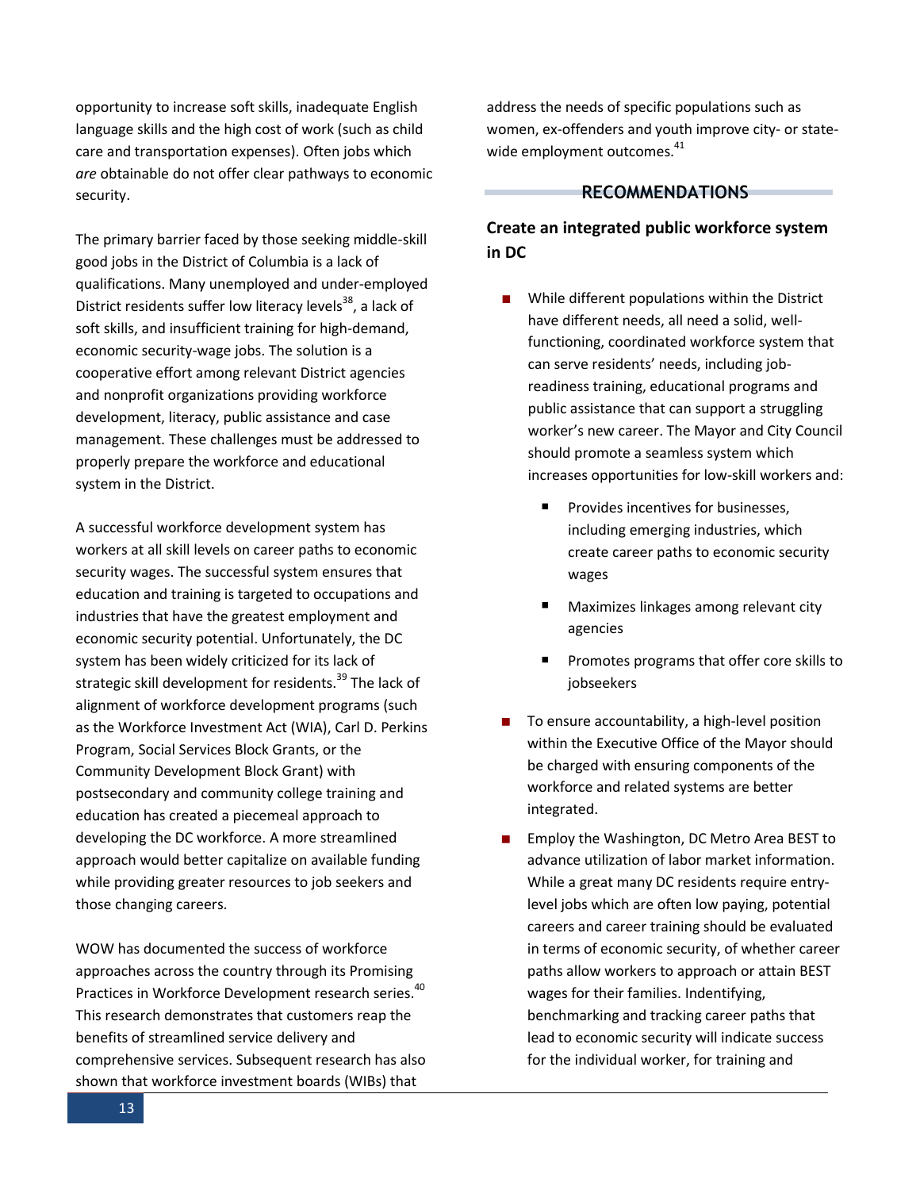opportunity to increase soft skills, inadequate English language skills and the high cost of work (such as child care and transportation expenses). Often jobs which *are* obtainable do not offer clear pathways to economic security.

The primary barrier faced by those seeking middle-skill good jobs in the District of Columbia is a lack of qualifications. Many unemployed and under-employed District residents suffer low literacy levels[38], a lack of soft skills, and insufficient training for high-demand, economic security-wage jobs. The solution is a cooperative effort among relevant District agencies and nonprofit organizations providing workforce development, literacy, public assistance and case management. These challenges must be addressed to properly prepare the workforce and educational system in the District.

A successful workforce development system has workers at all skill levels on career paths to economic security wages. The successful system ensures that education and training is targeted to occupations and industries that have the greatest employment and economic security potential. Unfortunately, the DC system has been widely criticized for its lack of strategic skill development for residents.[39] The lack of alignment of workforce development programs (such as the Workforce Investment Act (WIA), Carl D. Perkins Program, Social Services Block Grants, or the Community Development Block Grant) with postsecondary and community college training and education has created a piecemeal approach to developing the DC workforce. A more streamlined approach would better capitalize on available funding while providing greater resources to job seekers and those changing careers.

WOW has documented the success of workforce approaches across the country through its Promising Practices in Workforce Development research series.[40] This research demonstrates that customers reap the benefits of streamlined service delivery and comprehensive services. Subsequent research has also shown that workforce investment boards (WIBs) that address the needs of specific populations such as women, ex-offenders and youth improve city- or state-wide employment outcomes.[41]

## RECOMMENDATIONS

### Create an integrated public workforce system in DC

- While different populations within the District have different needs, all need a solid, well-functioning, coordinated workforce system that can serve residents' needs, including job-readiness training, educational programs and public assistance that can support a struggling worker's new career. The Mayor and City Council should promote a seamless system which increases opportunities for low-skill workers and:
  - Provides incentives for businesses, including emerging industries, which create career paths to economic security wages
  - Maximizes linkages among relevant city agencies
  - Promotes programs that offer core skills to jobseekers
- To ensure accountability, a high-level position within the Executive Office of the Mayor should be charged with ensuring components of the workforce and related systems are better integrated.
- Employ the Washington, DC Metro Area BEST to advance utilization of labor market information. While a great many DC residents require entry-level jobs which are often low paying, potential careers and career training should be evaluated in terms of economic security, of whether career paths allow workers to approach or attain BEST wages for their families. Indentifying, benchmarking and tracking career paths that lead to economic security will indicate success for the individual worker, for training and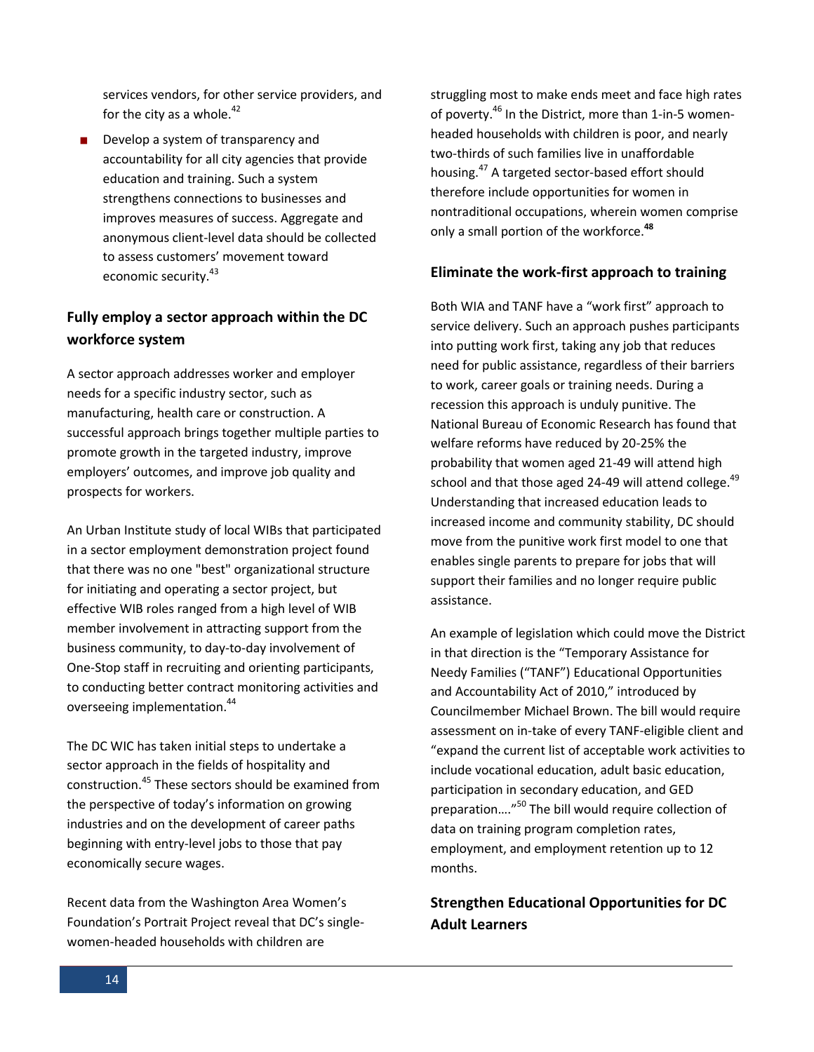services vendors, for other service providers, and for the city as a whole.[42]

- Develop a system of transparency and accountability for all city agencies that provide education and training. Such a system strengthens connections to businesses and improves measures of success. Aggregate and anonymous client-level data should be collected to assess customers' movement toward economic security.[43]

## Fully employ a sector approach within the DC workforce system

A sector approach addresses worker and employer needs for a specific industry sector, such as manufacturing, health care or construction. A successful approach brings together multiple parties to promote growth in the targeted industry, improve employers' outcomes, and improve job quality and prospects for workers.

An Urban Institute study of local WIBs that participated in a sector employment demonstration project found that there was no one "best" organizational structure for initiating and operating a sector project, but effective WIB roles ranged from a high level of WIB member involvement in attracting support from the business community, to day-to-day involvement of One-Stop staff in recruiting and orienting participants, to conducting better contract monitoring activities and overseeing implementation.[44]

The DC WIC has taken initial steps to undertake a sector approach in the fields of hospitality and construction.[45] These sectors should be examined from the perspective of today's information on growing industries and on the development of career paths beginning with entry-level jobs to those that pay economically secure wages.

Recent data from the Washington Area Women's Foundation's Portrait Project reveal that DC's single-women-headed households with children are struggling most to make ends meet and face high rates of poverty.[46] In the District, more than 1-in-5 women-headed households with children is poor, and nearly two-thirds of such families live in unaffordable housing.[47] A targeted sector-based effort should therefore include opportunities for women in nontraditional occupations, wherein women comprise only a small portion of the workforce.[48]

## Eliminate the work-first approach to training

Both WIA and TANF have a "work first" approach to service delivery. Such an approach pushes participants into putting work first, taking any job that reduces need for public assistance, regardless of their barriers to work, career goals or training needs. During a recession this approach is unduly punitive. The National Bureau of Economic Research has found that welfare reforms have reduced by 20-25% the probability that women aged 21-49 will attend high school and that those aged 24-49 will attend college.[49] Understanding that increased education leads to increased income and community stability, DC should move from the punitive work first model to one that enables single parents to prepare for jobs that will support their families and no longer require public assistance.

An example of legislation which could move the District in that direction is the "Temporary Assistance for Needy Families ("TANF") Educational Opportunities and Accountability Act of 2010," introduced by Councilmember Michael Brown. The bill would require assessment on in-take of every TANF-eligible client and "expand the current list of acceptable work activities to include vocational education, adult basic education, participation in secondary education, and GED preparation…."[50] The bill would require collection of data on training program completion rates, employment, and employment retention up to 12 months.

## Strengthen Educational Opportunities for DC Adult Learners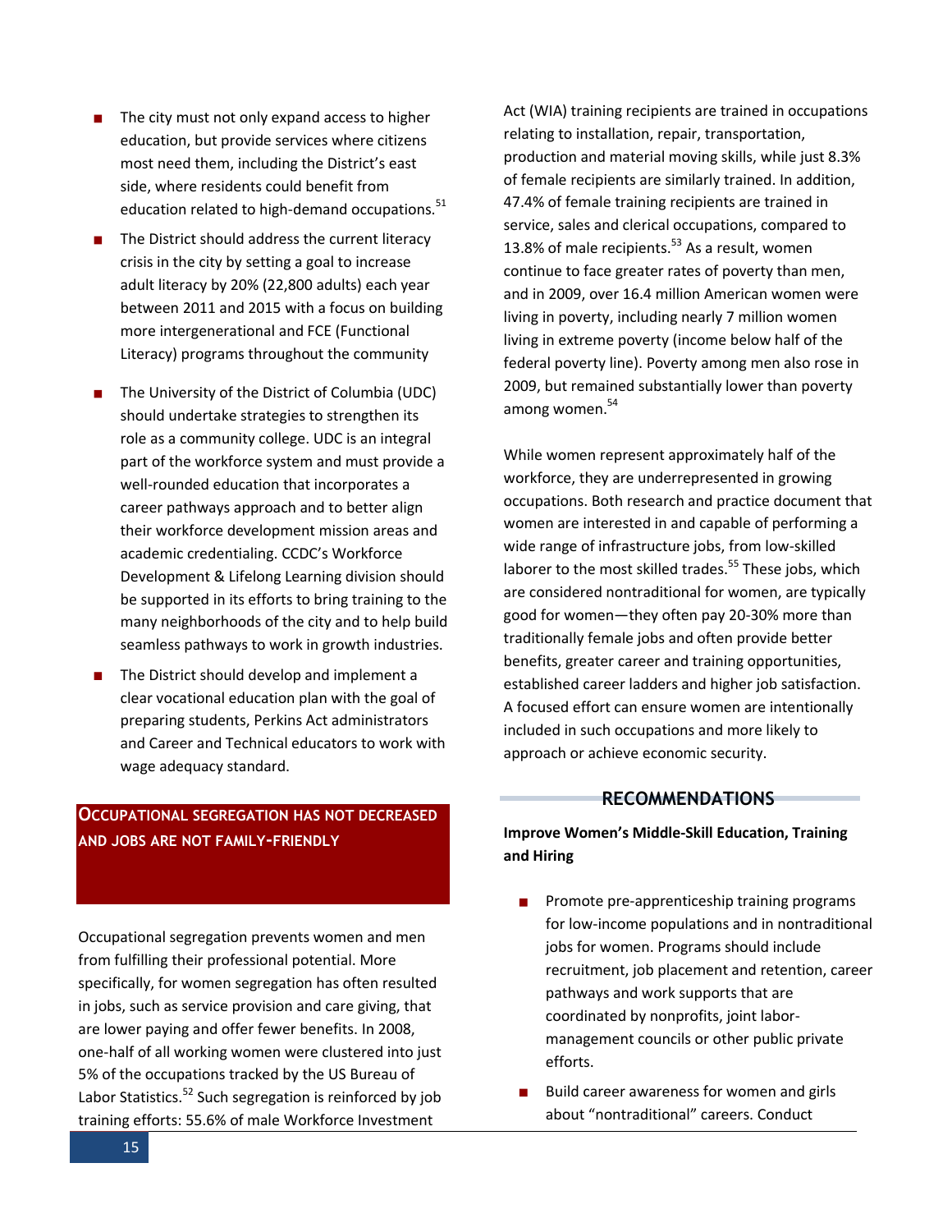- The city must not only expand access to higher education, but provide services where citizens most need them, including the District's east side, where residents could benefit from education related to high-demand occupations.[51]
- The District should address the current literacy crisis in the city by setting a goal to increase adult literacy by 20% (22,800 adults) each year between 2011 and 2015 with a focus on building more intergenerational and FCE (Functional Literacy) programs throughout the community
- The University of the District of Columbia (UDC) should undertake strategies to strengthen its role as a community college. UDC is an integral part of the workforce system and must provide a well-rounded education that incorporates a career pathways approach and to better align their workforce development mission areas and academic credentialing. CCDC's Workforce Development & Lifelong Learning division should be supported in its efforts to bring training to the many neighborhoods of the city and to help build seamless pathways to work in growth industries.
- The District should develop and implement a clear vocational education plan with the goal of preparing students, Perkins Act administrators and Career and Technical educators to work with wage adequacy standard.

## OCCUPATIONAL SEGREGATION HAS NOT DECREASED AND JOBS ARE NOT FAMILY-FRIENDLY

Occupational segregation prevents women and men from fulfilling their professional potential. More specifically, for women segregation has often resulted in jobs, such as service provision and care giving, that are lower paying and offer fewer benefits. In 2008, one-half of all working women were clustered into just 5% of the occupations tracked by the US Bureau of Labor Statistics.[52] Such segregation is reinforced by job training efforts: 55.6% of male Workforce Investment Act (WIA) training recipients are trained in occupations relating to installation, repair, transportation, production and material moving skills, while just 8.3% of female recipients are similarly trained. In addition, 47.4% of female training recipients are trained in service, sales and clerical occupations, compared to 13.8% of male recipients.[53] As a result, women continue to face greater rates of poverty than men, and in 2009, over 16.4 million American women were living in poverty, including nearly 7 million women living in extreme poverty (income below half of the federal poverty line). Poverty among men also rose in 2009, but remained substantially lower than poverty among women.[54]

While women represent approximately half of the workforce, they are underrepresented in growing occupations. Both research and practice document that women are interested in and capable of performing a wide range of infrastructure jobs, from low-skilled laborer to the most skilled trades.[55] These jobs, which are considered nontraditional for women, are typically good for women—they often pay 20-30% more than traditionally female jobs and often provide better benefits, greater career and training opportunities, established career ladders and higher job satisfaction. A focused effort can ensure women are intentionally included in such occupations and more likely to approach or achieve economic security.

### RECOMMENDATIONS

**Improve Women's Middle-Skill Education, Training and Hiring**

- Promote pre-apprenticeship training programs for low-income populations and in nontraditional jobs for women. Programs should include recruitment, job placement and retention, career pathways and work supports that are coordinated by nonprofits, joint labor-management councils or other public private efforts.
- Build career awareness for women and girls about "nontraditional" careers. Conduct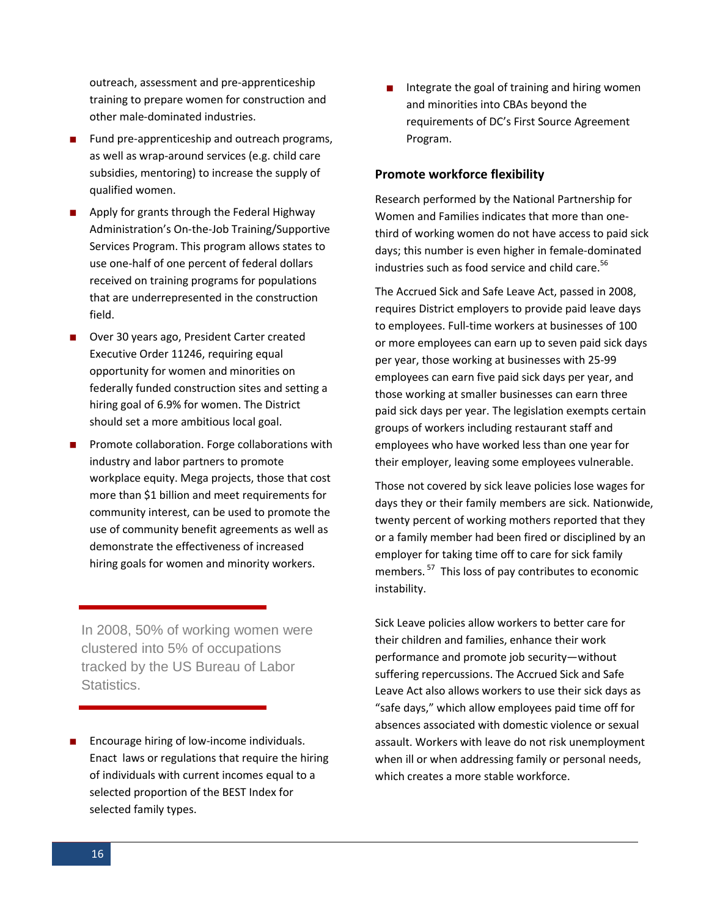outreach, assessment and pre-apprenticeship training to prepare women for construction and other male-dominated industries.

- Fund pre-apprenticeship and outreach programs, as well as wrap-around services (e.g. child care subsidies, mentoring) to increase the supply of qualified women.
- Apply for grants through the Federal Highway Administration's On-the-Job Training/Supportive Services Program. This program allows states to use one-half of one percent of federal dollars received on training programs for populations that are underrepresented in the construction field.
- Over 30 years ago, President Carter created Executive Order 11246, requiring equal opportunity for women and minorities on federally funded construction sites and setting a hiring goal of 6.9% for women. The District should set a more ambitious local goal.
- Promote collaboration. Forge collaborations with industry and labor partners to promote workplace equity. Mega projects, those that cost more than $1 billion and meet requirements for community interest, can be used to promote the use of community benefit agreements as well as demonstrate the effectiveness of increased hiring goals for women and minority workers.

> In 2008, 50% of working women were clustered into 5% of occupations tracked by the US Bureau of Labor Statistics.

- Encourage hiring of low-income individuals. Enact laws or regulations that require the hiring of individuals with current incomes equal to a selected proportion of the BEST Index for selected family types.
- Integrate the goal of training and hiring women and minorities into CBAs beyond the requirements of DC's First Source Agreement Program.

### Promote workforce flexibility

Research performed by the National Partnership for Women and Families indicates that more than one-third of working women do not have access to paid sick days; this number is even higher in female-dominated industries such as food service and child care.[56]

The Accrued Sick and Safe Leave Act, passed in 2008, requires District employers to provide paid leave days to employees. Full-time workers at businesses of 100 or more employees can earn up to seven paid sick days per year, those working at businesses with 25-99 employees can earn five paid sick days per year, and those working at smaller businesses can earn three paid sick days per year. The legislation exempts certain groups of workers including restaurant staff and employees who have worked less than one year for their employer, leaving some employees vulnerable.

Those not covered by sick leave policies lose wages for days they or their family members are sick. Nationwide, twenty percent of working mothers reported that they or a family member had been fired or disciplined by an employer for taking time off to care for sick family members.[57] This loss of pay contributes to economic instability.

Sick Leave policies allow workers to better care for their children and families, enhance their work performance and promote job security—without suffering repercussions. The Accrued Sick and Safe Leave Act also allows workers to use their sick days as "safe days," which allow employees paid time off for absences associated with domestic violence or sexual assault. Workers with leave do not risk unemployment when ill or when addressing family or personal needs, which creates a more stable workforce.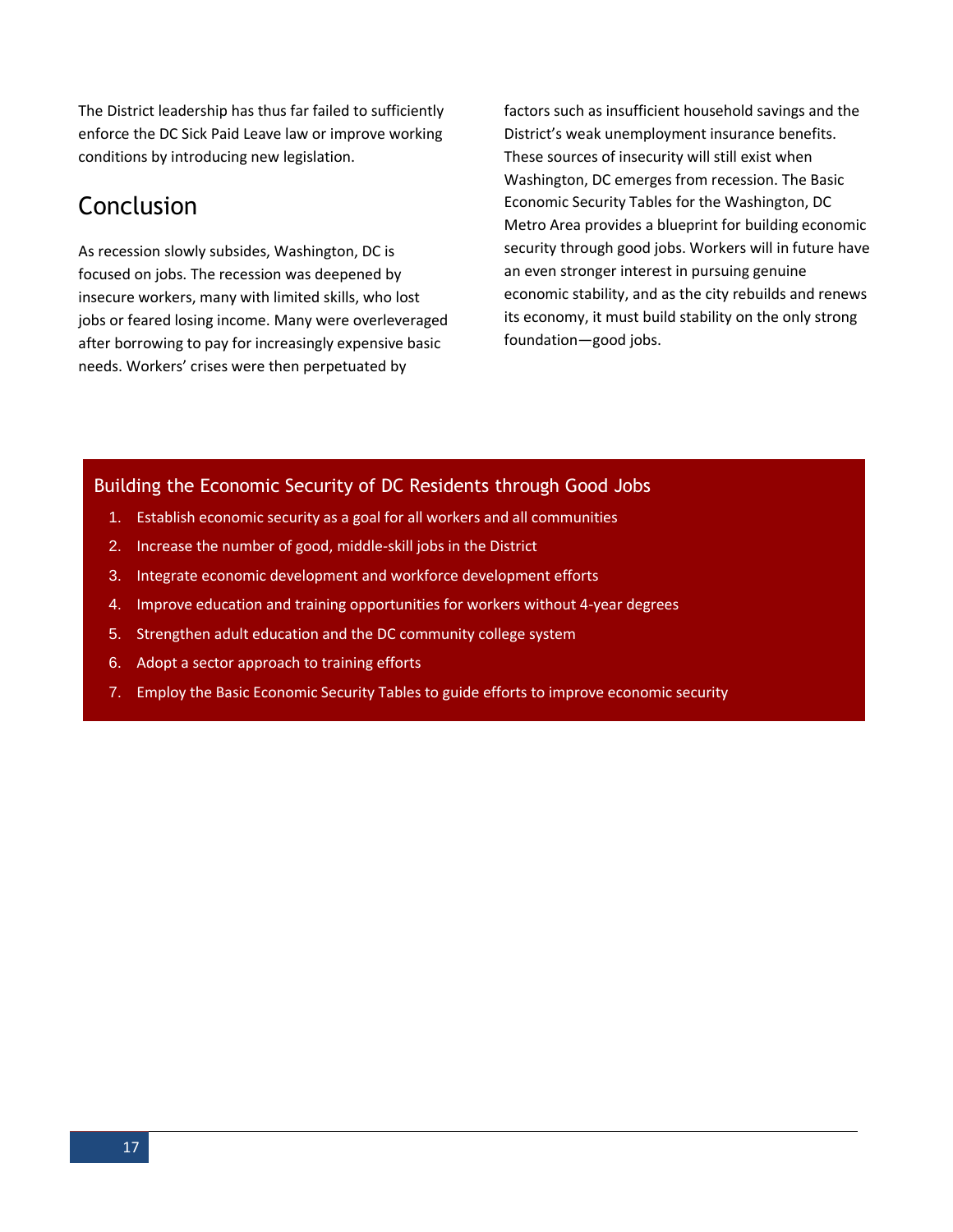The District leadership has thus far failed to sufficiently enforce the DC Sick Paid Leave law or improve working conditions by introducing new legislation.

## Conclusion

As recession slowly subsides, Washington, DC is focused on jobs. The recession was deepened by insecure workers, many with limited skills, who lost jobs or feared losing income. Many were overleveraged after borrowing to pay for increasingly expensive basic needs. Workers' crises were then perpetuated by factors such as insufficient household savings and the District's weak unemployment insurance benefits. These sources of insecurity will still exist when Washington, DC emerges from recession. The Basic Economic Security Tables for the Washington, DC Metro Area provides a blueprint for building economic security through good jobs. Workers will in future have an even stronger interest in pursuing genuine economic stability, and as the city rebuilds and renews its economy, it must build stability on the only strong foundation—good jobs.

### Building the Economic Security of DC Residents through Good Jobs

1. Establish economic security as a goal for all workers and all communities
2. Increase the number of good, middle-skill jobs in the District
3. Integrate economic development and workforce development efforts
4. Improve education and training opportunities for workers without 4-year degrees
5. Strengthen adult education and the DC community college system
6. Adopt a sector approach to training efforts
7. Employ the Basic Economic Security Tables to guide efforts to improve economic security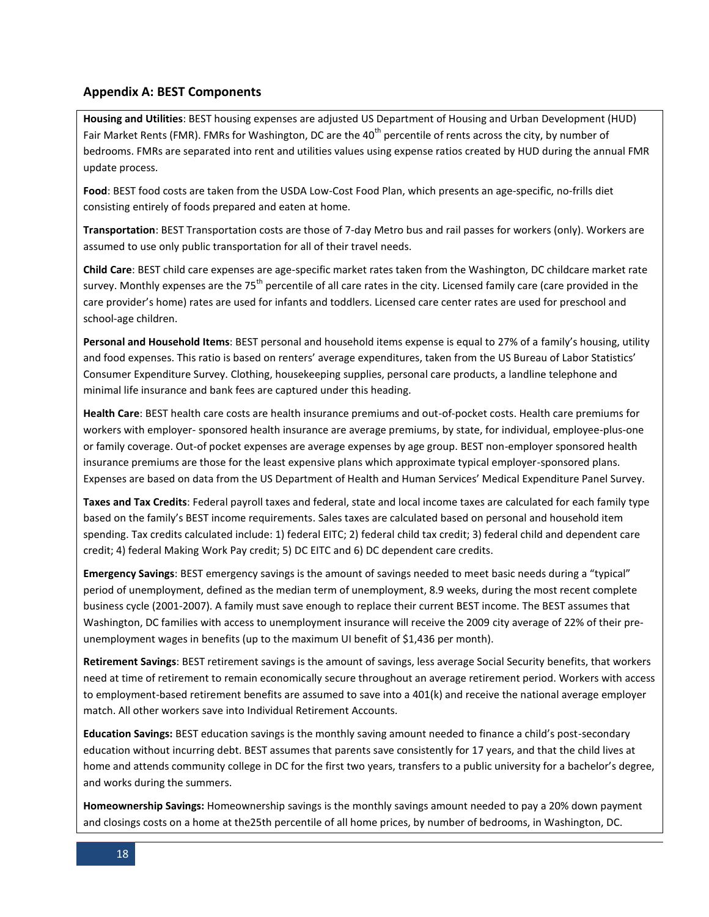## Appendix A: BEST Components

**Housing and Utilities**: BEST housing expenses are adjusted US Department of Housing and Urban Development (HUD) Fair Market Rents (FMR). FMRs for Washington, DC are the 40th percentile of rents across the city, by number of bedrooms. FMRs are separated into rent and utilities values using expense ratios created by HUD during the annual FMR update process.

**Food**: BEST food costs are taken from the USDA Low-Cost Food Plan, which presents an age-specific, no-frills diet consisting entirely of foods prepared and eaten at home.

**Transportation**: BEST Transportation costs are those of 7-day Metro bus and rail passes for workers (only). Workers are assumed to use only public transportation for all of their travel needs.

**Child Care**: BEST child care expenses are age-specific market rates taken from the Washington, DC childcare market rate survey. Monthly expenses are the 75th percentile of all care rates in the city. Licensed family care (care provided in the care provider's home) rates are used for infants and toddlers. Licensed care center rates are used for preschool and school-age children.

**Personal and Household Items**: BEST personal and household items expense is equal to 27% of a family's housing, utility and food expenses. This ratio is based on renters' average expenditures, taken from the US Bureau of Labor Statistics' Consumer Expenditure Survey. Clothing, housekeeping supplies, personal care products, a landline telephone and minimal life insurance and bank fees are captured under this heading.

**Health Care**: BEST health care costs are health insurance premiums and out-of-pocket costs. Health care premiums for workers with employer- sponsored health insurance are average premiums, by state, for individual, employee-plus-one or family coverage. Out-of pocket expenses are average expenses by age group. BEST non-employer sponsored health insurance premiums are those for the least expensive plans which approximate typical employer-sponsored plans. Expenses are based on data from the US Department of Health and Human Services' Medical Expenditure Panel Survey.

**Taxes and Tax Credits**: Federal payroll taxes and federal, state and local income taxes are calculated for each family type based on the family's BEST income requirements. Sales taxes are calculated based on personal and household item spending. Tax credits calculated include: 1) federal EITC; 2) federal child tax credit; 3) federal child and dependent care credit; 4) federal Making Work Pay credit; 5) DC EITC and 6) DC dependent care credits.

**Emergency Savings**: BEST emergency savings is the amount of savings needed to meet basic needs during a "typical" period of unemployment, defined as the median term of unemployment, 8.9 weeks, during the most recent complete business cycle (2001-2007). A family must save enough to replace their current BEST income. The BEST assumes that Washington, DC families with access to unemployment insurance will receive the 2009 city average of 22% of their pre-unemployment wages in benefits (up to the maximum UI benefit of $1,436 per month).

**Retirement Savings**: BEST retirement savings is the amount of savings, less average Social Security benefits, that workers need at time of retirement to remain economically secure throughout an average retirement period. Workers with access to employment-based retirement benefits are assumed to save into a 401(k) and receive the national average employer match. All other workers save into Individual Retirement Accounts.

**Education Savings:** BEST education savings is the monthly saving amount needed to finance a child's post-secondary education without incurring debt. BEST assumes that parents save consistently for 17 years, and that the child lives at home and attends community college in DC for the first two years, transfers to a public university for a bachelor's degree, and works during the summers.

**Homeownership Savings:** Homeownership savings is the monthly savings amount needed to pay a 20% down payment and closings costs on a home at the25th percentile of all home prices, by number of bedrooms, in Washington, DC.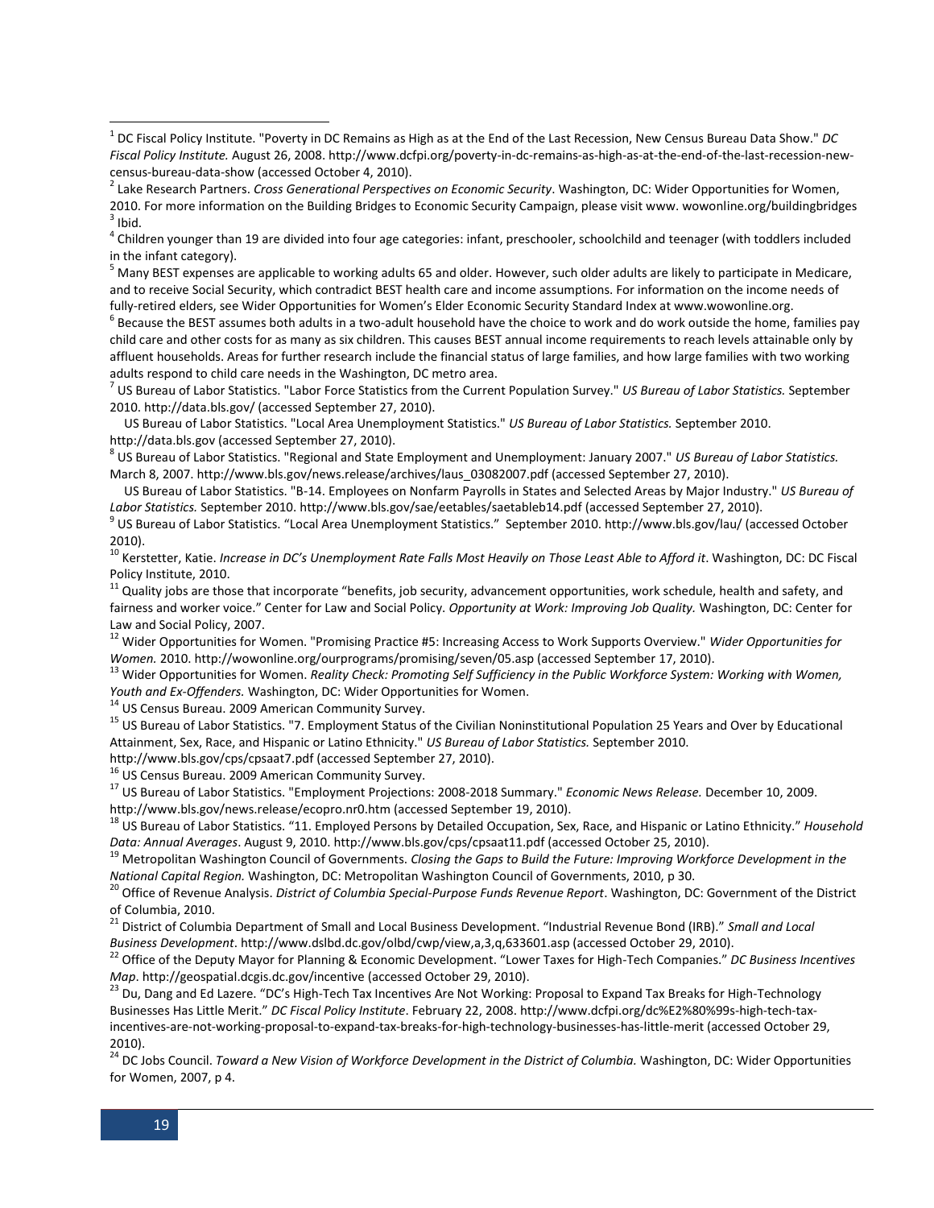[1] DC Fiscal Policy Institute. "Poverty in DC Remains as High as at the End of the Last Recession, New Census Bureau Data Show." *DC Fiscal Policy Institute.* August 26, 2008. http://www.dcfpi.org/poverty-in-dc-remains-as-high-as-at-the-end-of-the-last-recession-new-census-bureau-data-show (accessed October 4, 2010).

[2] Lake Research Partners. *Cross Generational Perspectives on Economic Security*. Washington, DC: Wider Opportunities for Women, 2010. For more information on the Building Bridges to Economic Security Campaign, please visit www. wowonline.org/buildingbridges

[3] Ibid.

[4] Children younger than 19 are divided into four age categories: infant, preschooler, schoolchild and teenager (with toddlers included in the infant category).

[5] Many BEST expenses are applicable to working adults 65 and older. However, such older adults are likely to participate in Medicare, and to receive Social Security, which contradict BEST health care and income assumptions. For information on the income needs of fully-retired elders, see Wider Opportunities for Women's Elder Economic Security Standard Index at www.wowonline.org.

[6] Because the BEST assumes both adults in a two-adult household have the choice to work and do work outside the home, families pay child care and other costs for as many as six children. This causes BEST annual income requirements to reach levels attainable only by affluent households. Areas for further research include the financial status of large families, and how large families with two working adults respond to child care needs in the Washington, DC metro area.

[7] US Bureau of Labor Statistics. "Labor Force Statistics from the Current Population Survey." *US Bureau of Labor Statistics.* September 2010. http://data.bls.gov/ (accessed September 27, 2010).

US Bureau of Labor Statistics. "Local Area Unemployment Statistics." *US Bureau of Labor Statistics.* September 2010. http://data.bls.gov (accessed September 27, 2010).

[8] US Bureau of Labor Statistics. "Regional and State Employment and Unemployment: January 2007." *US Bureau of Labor Statistics.* March 8, 2007. http://www.bls.gov/news.release/archives/laus_03082007.pdf (accessed September 27, 2010).

US Bureau of Labor Statistics. "B-14. Employees on Nonfarm Payrolls in States and Selected Areas by Major Industry." *US Bureau of Labor Statistics.* September 2010. http://www.bls.gov/sae/eetables/saetableb14.pdf (accessed September 27, 2010).

[9] US Bureau of Labor Statistics. "Local Area Unemployment Statistics." September 2010. http://www.bls.gov/lau/ (accessed October 2010).

[10] Kerstetter, Katie. *Increase in DC's Unemployment Rate Falls Most Heavily on Those Least Able to Afford it*. Washington, DC: DC Fiscal Policy Institute, 2010.

[11] Quality jobs are those that incorporate "benefits, job security, advancement opportunities, work schedule, health and safety, and fairness and worker voice." Center for Law and Social Policy. *Opportunity at Work: Improving Job Quality.* Washington, DC: Center for Law and Social Policy, 2007.

[12] Wider Opportunities for Women. "Promising Practice #5: Increasing Access to Work Supports Overview." *Wider Opportunities for Women.* 2010. http://wowonline.org/ourprograms/promising/seven/05.asp (accessed September 17, 2010).

[13] Wider Opportunities for Women. *Reality Check: Promoting Self Sufficiency in the Public Workforce System: Working with Women, Youth and Ex-Offenders.* Washington, DC: Wider Opportunities for Women.

[14] US Census Bureau. 2009 American Community Survey.

[15] US Bureau of Labor Statistics. "7. Employment Status of the Civilian Noninstitutional Population 25 Years and Over by Educational Attainment, Sex, Race, and Hispanic or Latino Ethnicity." *US Bureau of Labor Statistics.* September 2010. http://www.bls.gov/cps/cpsaat7.pdf (accessed September 27, 2010).

[16] US Census Bureau. 2009 American Community Survey.

[17] US Bureau of Labor Statistics. "Employment Projections: 2008-2018 Summary." *Economic News Release.* December 10, 2009. http://www.bls.gov/news.release/ecopro.nr0.htm (accessed September 19, 2010).

[18] US Bureau of Labor Statistics. "11. Employed Persons by Detailed Occupation, Sex, Race, and Hispanic or Latino Ethnicity." *Household Data: Annual Averages*. August 9, 2010. http://www.bls.gov/cps/cpsaat11.pdf (accessed October 25, 2010).

[19] Metropolitan Washington Council of Governments. *Closing the Gaps to Build the Future: Improving Workforce Development in the National Capital Region.* Washington, DC: Metropolitan Washington Council of Governments, 2010, p 30.

[20] Office of Revenue Analysis. *District of Columbia Special-Purpose Funds Revenue Report*. Washington, DC: Government of the District of Columbia, 2010.

[21] District of Columbia Department of Small and Local Business Development. "Industrial Revenue Bond (IRB)." *Small and Local Business Development*. http://www.dslbd.dc.gov/olbd/cwp/view,a,3,q,633601.asp (accessed October 29, 2010).

[22] Office of the Deputy Mayor for Planning & Economic Development. "Lower Taxes for High-Tech Companies." *DC Business Incentives Map*. http://geospatial.dcgis.dc.gov/incentive (accessed October 29, 2010).

[23] Du, Dang and Ed Lazere. "DC's High-Tech Tax Incentives Are Not Working: Proposal to Expand Tax Breaks for High-Technology Businesses Has Little Merit." *DC Fiscal Policy Institute*. February 22, 2008. http://www.dcfpi.org/dc%E2%80%99s-high-tech-tax-incentives-are-not-working-proposal-to-expand-tax-breaks-for-high-technology-businesses-has-little-merit (accessed October 29, 2010).

[24] DC Jobs Council. *Toward a New Vision of Workforce Development in the District of Columbia.* Washington, DC: Wider Opportunities for Women, 2007, p 4.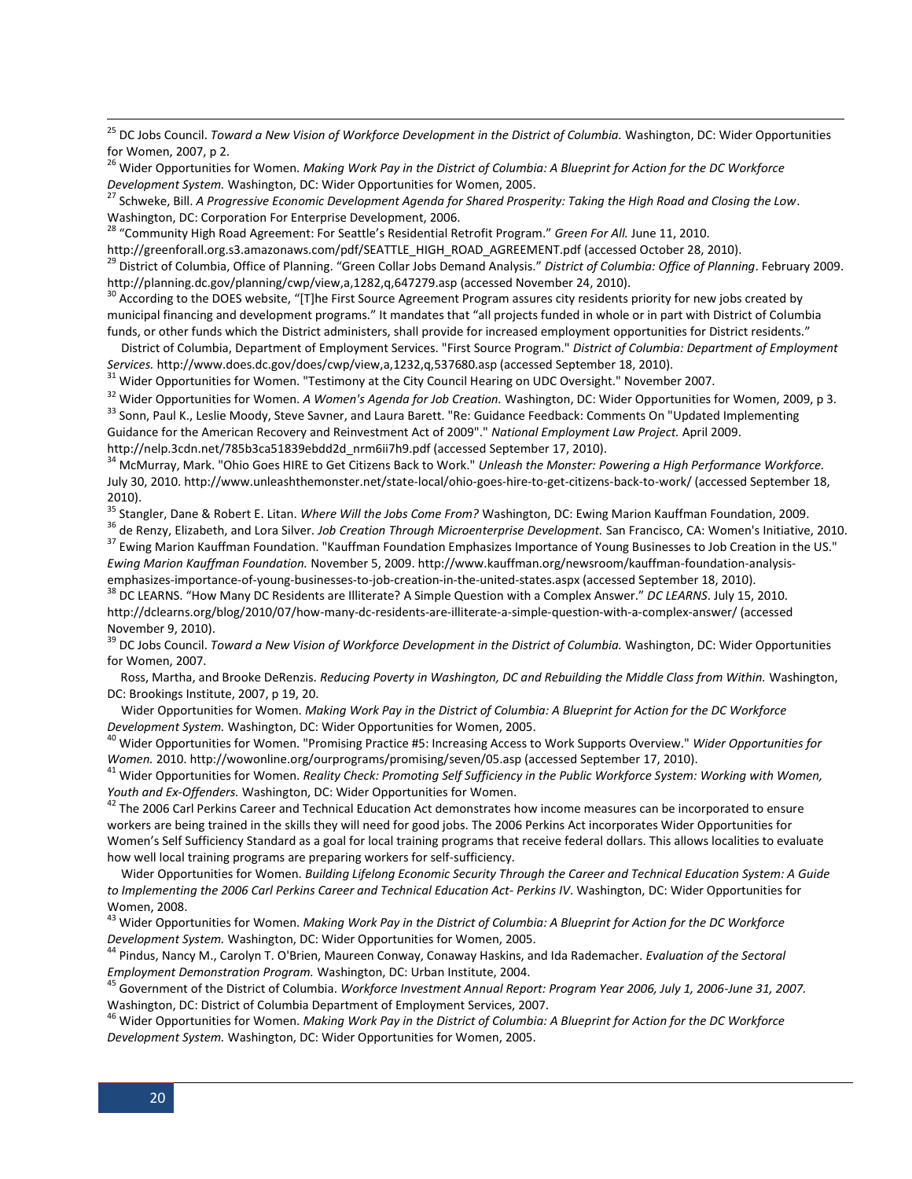[25] DC Jobs Council. *Toward a New Vision of Workforce Development in the District of Columbia.* Washington, DC: Wider Opportunities for Women, 2007, p 2.

[26] Wider Opportunities for Women. *Making Work Pay in the District of Columbia: A Blueprint for Action for the DC Workforce Development System.* Washington, DC: Wider Opportunities for Women, 2005.

[27] Schweke, Bill. *A Progressive Economic Development Agenda for Shared Prosperity: Taking the High Road and Closing the Low*. Washington, DC: Corporation For Enterprise Development, 2006.

[28] "Community High Road Agreement: For Seattle's Residential Retrofit Program." *Green For All.* June 11, 2010. http://greenforall.org.s3.amazonaws.com/pdf/SEATTLE_HIGH_ROAD_AGREEMENT.pdf (accessed October 28, 2010).

[29] District of Columbia, Office of Planning. "Green Collar Jobs Demand Analysis." *District of Columbia: Office of Planning*. February 2009. http://planning.dc.gov/planning/cwp/view,a,1282,q,647279.asp (accessed November 24, 2010).

[30] According to the DOES website, "[T]he First Source Agreement Program assures city residents priority for new jobs created by municipal financing and development programs." It mandates that "all projects funded in whole or in part with District of Columbia funds, or other funds which the District administers, shall provide for increased employment opportunities for District residents."

District of Columbia, Department of Employment Services. "First Source Program." *District of Columbia: Department of Employment Services.* http://www.does.dc.gov/does/cwp/view,a,1232,q,537680.asp (accessed September 18, 2010).

[31] Wider Opportunities for Women. "Testimony at the City Council Hearing on UDC Oversight." November 2007.

[32] Wider Opportunities for Women. *A Women's Agenda for Job Creation.* Washington, DC: Wider Opportunities for Women, 2009, p 3.

[33] Sonn, Paul K., Leslie Moody, Steve Savner, and Laura Barett. "Re: Guidance Feedback: Comments On "Updated Implementing Guidance for the American Recovery and Reinvestment Act of 2009"." *National Employment Law Project.* April 2009. http://nelp.3cdn.net/785b3ca51839ebdd2d_nrm6ii7h9.pdf (accessed September 17, 2010).

[34] McMurray, Mark. "Ohio Goes HIRE to Get Citizens Back to Work." *Unleash the Monster: Powering a High Performance Workforce.* July 30, 2010. http://www.unleashthemonster.net/state-local/ohio-goes-hire-to-get-citizens-back-to-work/ (accessed September 18, 2010).

[35] Stangler, Dane & Robert E. Litan. *Where Will the Jobs Come From?* Washington, DC: Ewing Marion Kauffman Foundation, 2009.

[36] de Renzy, Elizabeth, and Lora Silver. *Job Creation Through Microenterprise Development.* San Francisco, CA: Women's Initiative, 2010.

[37] Ewing Marion Kauffman Foundation. "Kauffman Foundation Emphasizes Importance of Young Businesses to Job Creation in the US." *Ewing Marion Kauffman Foundation.* November 5, 2009. http://www.kauffman.org/newsroom/kauffman-foundation-analysis-emphasizes-importance-of-young-businesses-to-job-creation-in-the-united-states.aspx (accessed September 18, 2010).

[38] DC LEARNS. "How Many DC Residents are Illiterate? A Simple Question with a Complex Answer." *DC LEARNS*. July 15, 2010. http://dclearns.org/blog/2010/07/how-many-dc-residents-are-illiterate-a-simple-question-with-a-complex-answer/ (accessed November 9, 2010).

[39] DC Jobs Council. *Toward a New Vision of Workforce Development in the District of Columbia.* Washington, DC: Wider Opportunities for Women, 2007.

Ross, Martha, and Brooke DeRenzis. *Reducing Poverty in Washington, DC and Rebuilding the Middle Class from Within.* Washington, DC: Brookings Institute, 2007, p 19, 20.

Wider Opportunities for Women. *Making Work Pay in the District of Columbia: A Blueprint for Action for the DC Workforce Development System.* Washington, DC: Wider Opportunities for Women, 2005.

[40] Wider Opportunities for Women. "Promising Practice #5: Increasing Access to Work Supports Overview." *Wider Opportunities for Women.* 2010. http://wowonline.org/ourprograms/promising/seven/05.asp (accessed September 17, 2010).

[41] Wider Opportunities for Women. *Reality Check: Promoting Self Sufficiency in the Public Workforce System: Working with Women, Youth and Ex-Offenders.* Washington, DC: Wider Opportunities for Women.

[42] The 2006 Carl Perkins Career and Technical Education Act demonstrates how income measures can be incorporated to ensure workers are being trained in the skills they will need for good jobs. The 2006 Perkins Act incorporates Wider Opportunities for Women's Self Sufficiency Standard as a goal for local training programs that receive federal dollars. This allows localities to evaluate how well local training programs are preparing workers for self-sufficiency.

Wider Opportunities for Women. *Building Lifelong Economic Security Through the Career and Technical Education System: A Guide to Implementing the 2006 Carl Perkins Career and Technical Education Act- Perkins IV*. Washington, DC: Wider Opportunities for Women, 2008.

[43] Wider Opportunities for Women. *Making Work Pay in the District of Columbia: A Blueprint for Action for the DC Workforce Development System.* Washington, DC: Wider Opportunities for Women, 2005.

[44] Pindus, Nancy M., Carolyn T. O'Brien, Maureen Conway, Conaway Haskins, and Ida Rademacher. *Evaluation of the Sectoral Employment Demonstration Program.* Washington, DC: Urban Institute, 2004.

[45] Government of the District of Columbia. *Workforce Investment Annual Report: Program Year 2006, July 1, 2006-June 31, 2007.* Washington, DC: District of Columbia Department of Employment Services, 2007.

[46] Wider Opportunities for Women. *Making Work Pay in the District of Columbia: A Blueprint for Action for the DC Workforce Development System.* Washington, DC: Wider Opportunities for Women, 2005.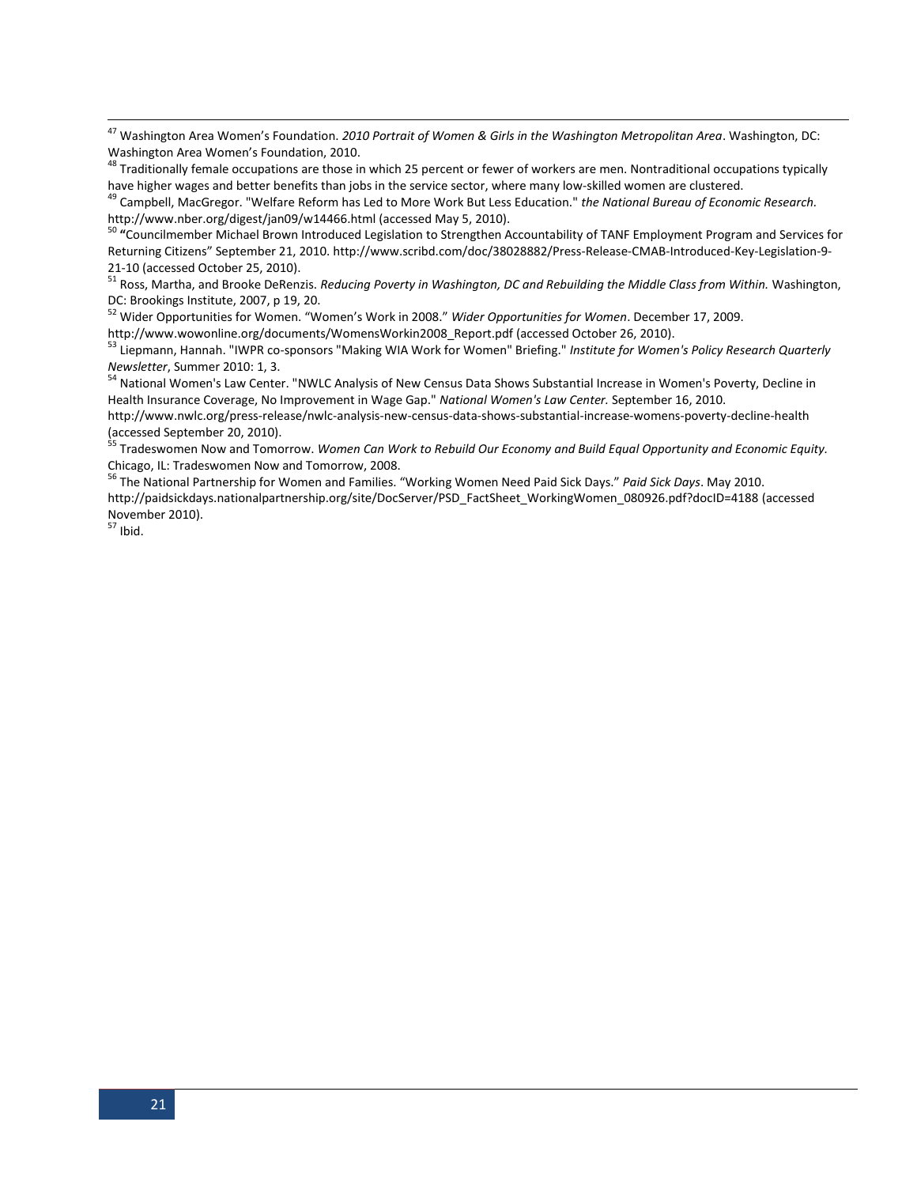[47] Washington Area Women's Foundation. *2010 Portrait of Women & Girls in the Washington Metropolitan Area*. Washington, DC: Washington Area Women's Foundation, 2010.

[48] Traditionally female occupations are those in which 25 percent or fewer of workers are men. Nontraditional occupations typically have higher wages and better benefits than jobs in the service sector, where many low-skilled women are clustered.

[49] Campbell, MacGregor. "Welfare Reform has Led to More Work But Less Education." *the National Bureau of Economic Research.* http://www.nber.org/digest/jan09/w14466.html (accessed May 5, 2010).

[50] "Councilmember Michael Brown Introduced Legislation to Strengthen Accountability of TANF Employment Program and Services for Returning Citizens" September 21, 2010. http://www.scribd.com/doc/38028882/Press-Release-CMAB-Introduced-Key-Legislation-9-21-10 (accessed October 25, 2010).

[51] Ross, Martha, and Brooke DeRenzis. *Reducing Poverty in Washington, DC and Rebuilding the Middle Class from Within.* Washington, DC: Brookings Institute, 2007, p 19, 20.

[52] Wider Opportunities for Women. "Women's Work in 2008." *Wider Opportunities for Women*. December 17, 2009. http://www.wowonline.org/documents/WomensWorkin2008_Report.pdf (accessed October 26, 2010).

[53] Liepmann, Hannah. "IWPR co-sponsors "Making WIA Work for Women" Briefing." *Institute for Women's Policy Research Quarterly Newsletter*, Summer 2010: 1, 3.

[54] National Women's Law Center. "NWLC Analysis of New Census Data Shows Substantial Increase in Women's Poverty, Decline in Health Insurance Coverage, No Improvement in Wage Gap." *National Women's Law Center.* September 16, 2010. http://www.nwlc.org/press-release/nwlc-analysis-new-census-data-shows-substantial-increase-womens-poverty-decline-health (accessed September 20, 2010).

[55] Tradeswomen Now and Tomorrow. *Women Can Work to Rebuild Our Economy and Build Equal Opportunity and Economic Equity.* Chicago, IL: Tradeswomen Now and Tomorrow, 2008.

[56] The National Partnership for Women and Families. "Working Women Need Paid Sick Days." *Paid Sick Days*. May 2010. http://paidsickdays.nationalpartnership.org/site/DocServer/PSD_FactSheet_WorkingWomen_080926.pdf?docID=4188 (accessed November 2010).

[57] Ibid.